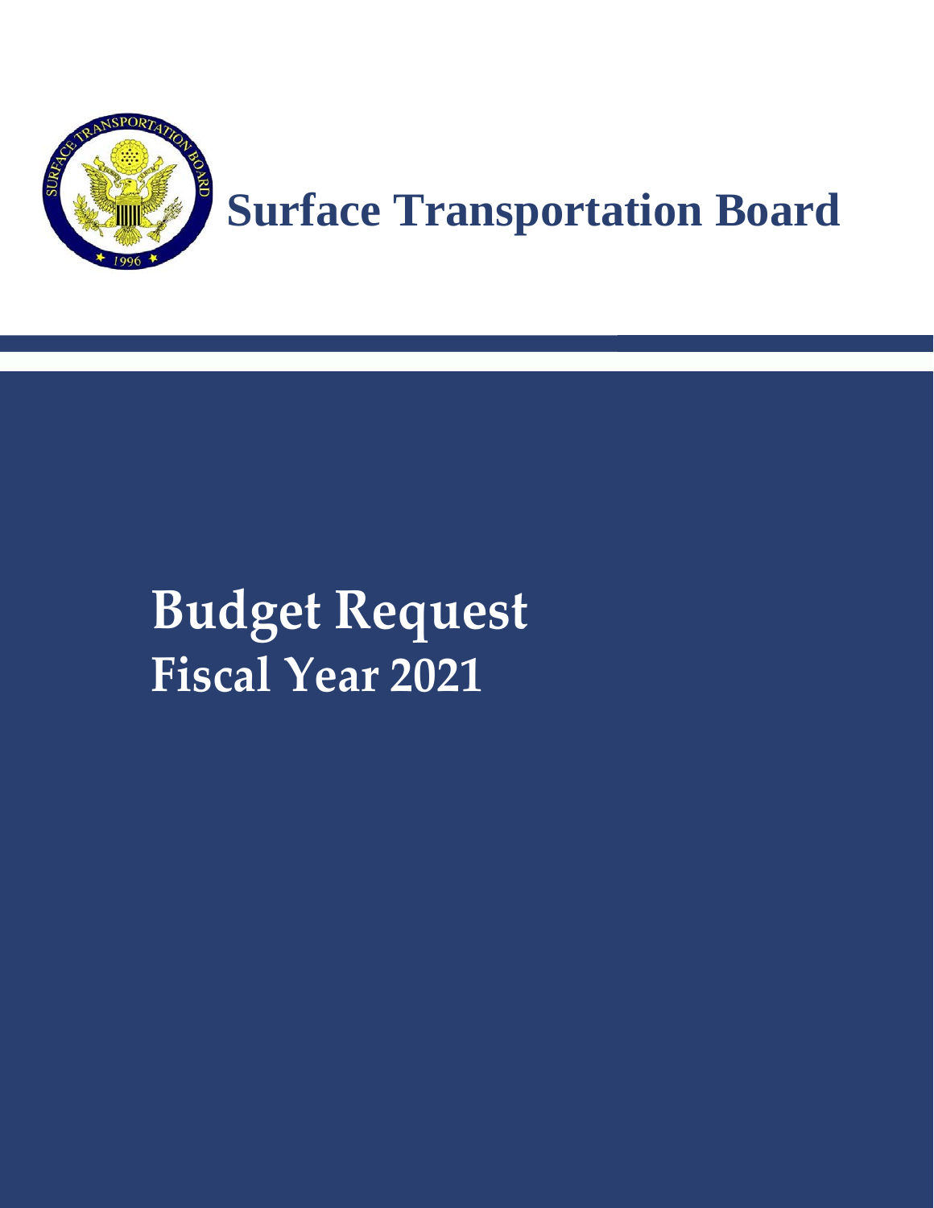# Surface Transportation Board

# Budget Request

## Fiscal Year 2021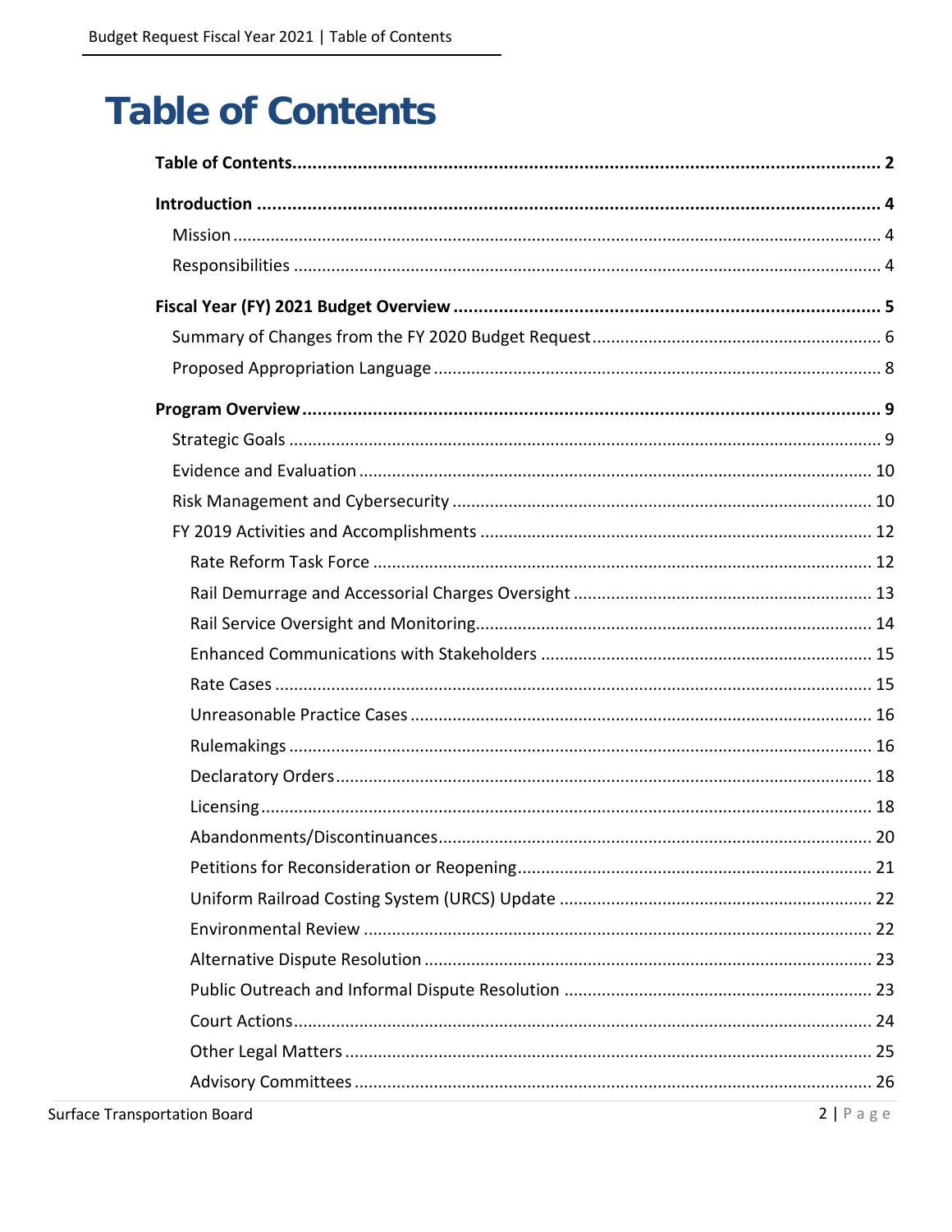# Table of Contents

**Table of Contents** ..... **2**

**Introduction** ..... **4**

- Mission ..... 4
- Responsibilities ..... 4

**Fiscal Year (FY) 2021 Budget Overview** ..... **5**

- Summary of Changes from the FY 2020 Budget Request ..... 6
- Proposed Appropriation Language ..... 8

**Program Overview** ..... **9**

- Strategic Goals ..... 9
- Evidence and Evaluation ..... 10
- Risk Management and Cybersecurity ..... 10
- FY 2019 Activities and Accomplishments ..... 12
  - Rate Reform Task Force ..... 12
  - Rail Demurrage and Accessorial Charges Oversight ..... 13
  - Rail Service Oversight and Monitoring ..... 14
  - Enhanced Communications with Stakeholders ..... 15
  - Rate Cases ..... 15
  - Unreasonable Practice Cases ..... 16
  - Rulemakings ..... 16
  - Declaratory Orders ..... 18
  - Licensing ..... 18
  - Abandonments/Discontinuances ..... 20
  - Petitions for Reconsideration or Reopening ..... 21
  - Uniform Railroad Costing System (URCS) Update ..... 22
  - Environmental Review ..... 22
  - Alternative Dispute Resolution ..... 23
  - Public Outreach and Informal Dispute Resolution ..... 23
  - Court Actions ..... 24
  - Other Legal Matters ..... 25
  - Advisory Committees ..... 26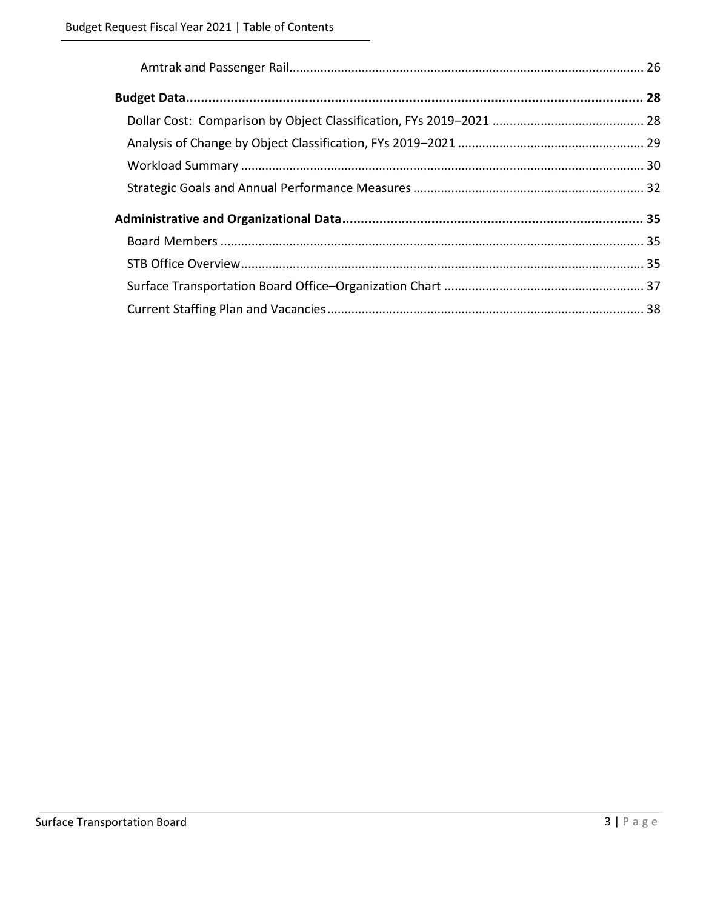Amtrak and Passenger Rail ........................................................................................................ 26

**Budget Data ........................................................................................................................ 28**

Dollar Cost: Comparison by Object Classification, FYs 2019–2021 ........................................... 28

Analysis of Change by Object Classification, FYs 2019–2021 ..................................................... 29

Workload Summary ....................................................................................................................... 30

Strategic Goals and Annual Performance Measures .................................................................. 32

**Administrative and Organizational Data ................................................................................... 35**

Board Members .............................................................................................................................. 35

STB Office Overview ....................................................................................................................... 35

Surface Transportation Board Office–Organization Chart ......................................................... 37

Current Staffing Plan and Vacancies ............................................................................................ 38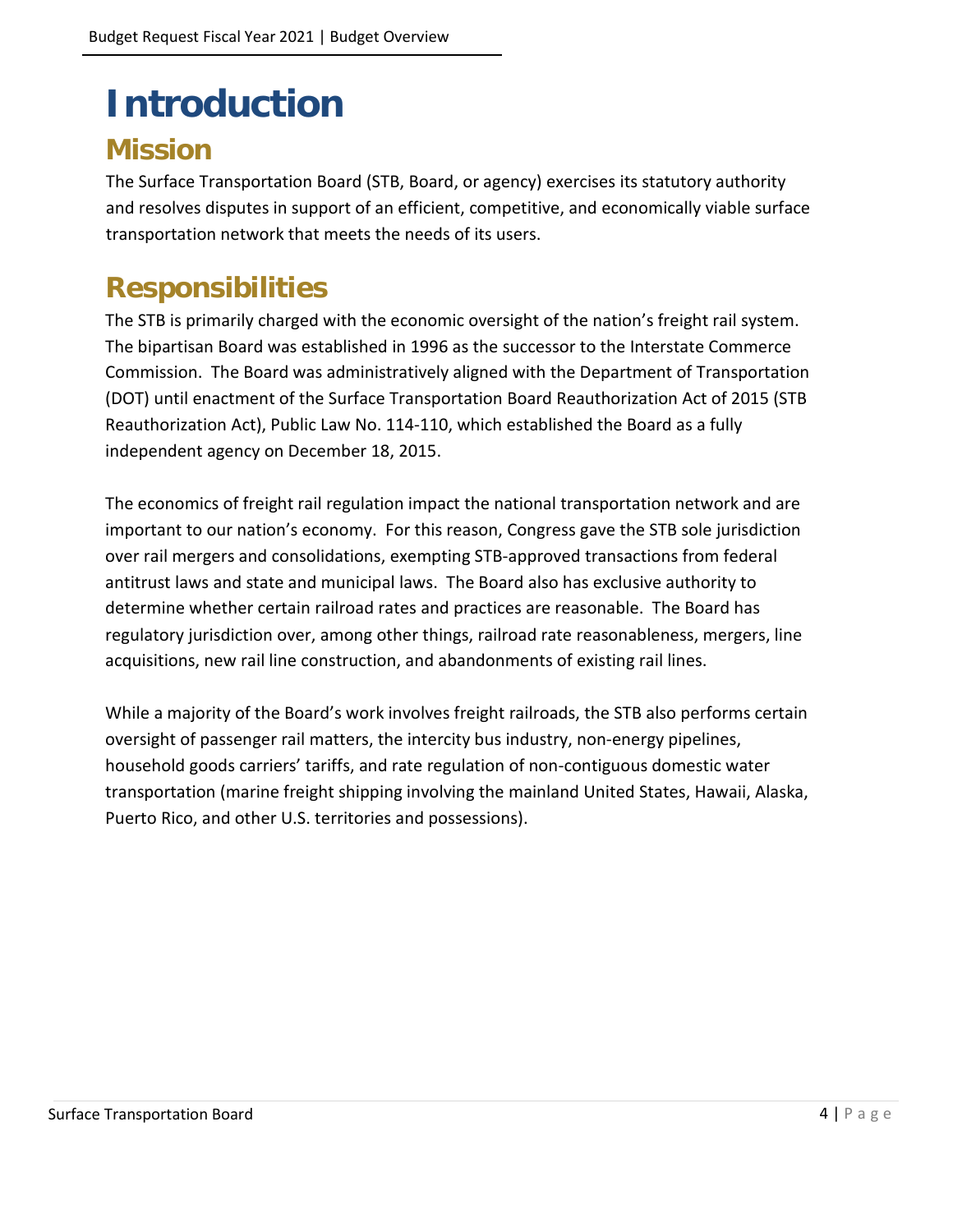# Introduction

## Mission

The Surface Transportation Board (STB, Board, or agency) exercises its statutory authority and resolves disputes in support of an efficient, competitive, and economically viable surface transportation network that meets the needs of its users.

## Responsibilities

The STB is primarily charged with the economic oversight of the nation's freight rail system. The bipartisan Board was established in 1996 as the successor to the Interstate Commerce Commission. The Board was administratively aligned with the Department of Transportation (DOT) until enactment of the Surface Transportation Board Reauthorization Act of 2015 (STB Reauthorization Act), Public Law No. 114-110, which established the Board as a fully independent agency on December 18, 2015.

The economics of freight rail regulation impact the national transportation network and are important to our nation's economy. For this reason, Congress gave the STB sole jurisdiction over rail mergers and consolidations, exempting STB-approved transactions from federal antitrust laws and state and municipal laws. The Board also has exclusive authority to determine whether certain railroad rates and practices are reasonable. The Board has regulatory jurisdiction over, among other things, railroad rate reasonableness, mergers, line acquisitions, new rail line construction, and abandonments of existing rail lines.

While a majority of the Board's work involves freight railroads, the STB also performs certain oversight of passenger rail matters, the intercity bus industry, non-energy pipelines, household goods carriers' tariffs, and rate regulation of non-contiguous domestic water transportation (marine freight shipping involving the mainland United States, Hawaii, Alaska, Puerto Rico, and other U.S. territories and possessions).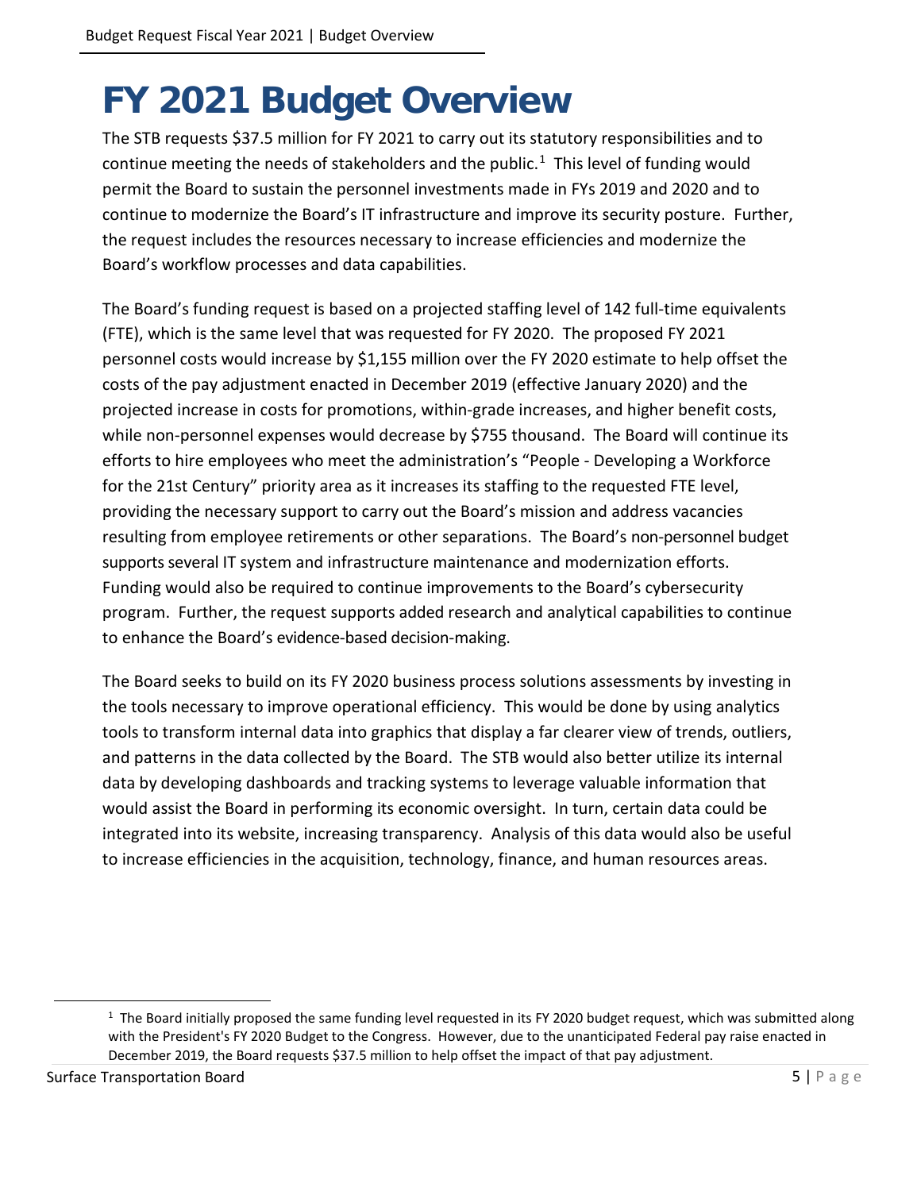# FY 2021 Budget Overview

The STB requests $37.5 million for FY 2021 to carry out its statutory responsibilities and to continue meeting the needs of stakeholders and the public.[1] This level of funding would permit the Board to sustain the personnel investments made in FYs 2019 and 2020 and to continue to modernize the Board's IT infrastructure and improve its security posture. Further, the request includes the resources necessary to increase efficiencies and modernize the Board's workflow processes and data capabilities.

The Board's funding request is based on a projected staffing level of 142 full-time equivalents (FTE), which is the same level that was requested for FY 2020. The proposed FY 2021 personnel costs would increase by $1,155 million over the FY 2020 estimate to help offset the costs of the pay adjustment enacted in December 2019 (effective January 2020) and the projected increase in costs for promotions, within-grade increases, and higher benefit costs, while non-personnel expenses would decrease by $755 thousand. The Board will continue its efforts to hire employees who meet the administration's "People - Developing a Workforce for the 21st Century" priority area as it increases its staffing to the requested FTE level, providing the necessary support to carry out the Board's mission and address vacancies resulting from employee retirements or other separations. The Board's non-personnel budget supports several IT system and infrastructure maintenance and modernization efforts. Funding would also be required to continue improvements to the Board's cybersecurity program. Further, the request supports added research and analytical capabilities to continue to enhance the Board's evidence-based decision-making.

The Board seeks to build on its FY 2020 business process solutions assessments by investing in the tools necessary to improve operational efficiency. This would be done by using analytics tools to transform internal data into graphics that display a far clearer view of trends, outliers, and patterns in the data collected by the Board. The STB would also better utilize its internal data by developing dashboards and tracking systems to leverage valuable information that would assist the Board in performing its economic oversight. In turn, certain data could be integrated into its website, increasing transparency. Analysis of this data would also be useful to increase efficiencies in the acquisition, technology, finance, and human resources areas.

[1] The Board initially proposed the same funding level requested in its FY 2020 budget request, which was submitted along with the President's FY 2020 Budget to the Congress. However, due to the unanticipated Federal pay raise enacted in December 2019, the Board requests $37.5 million to help offset the impact of that pay adjustment.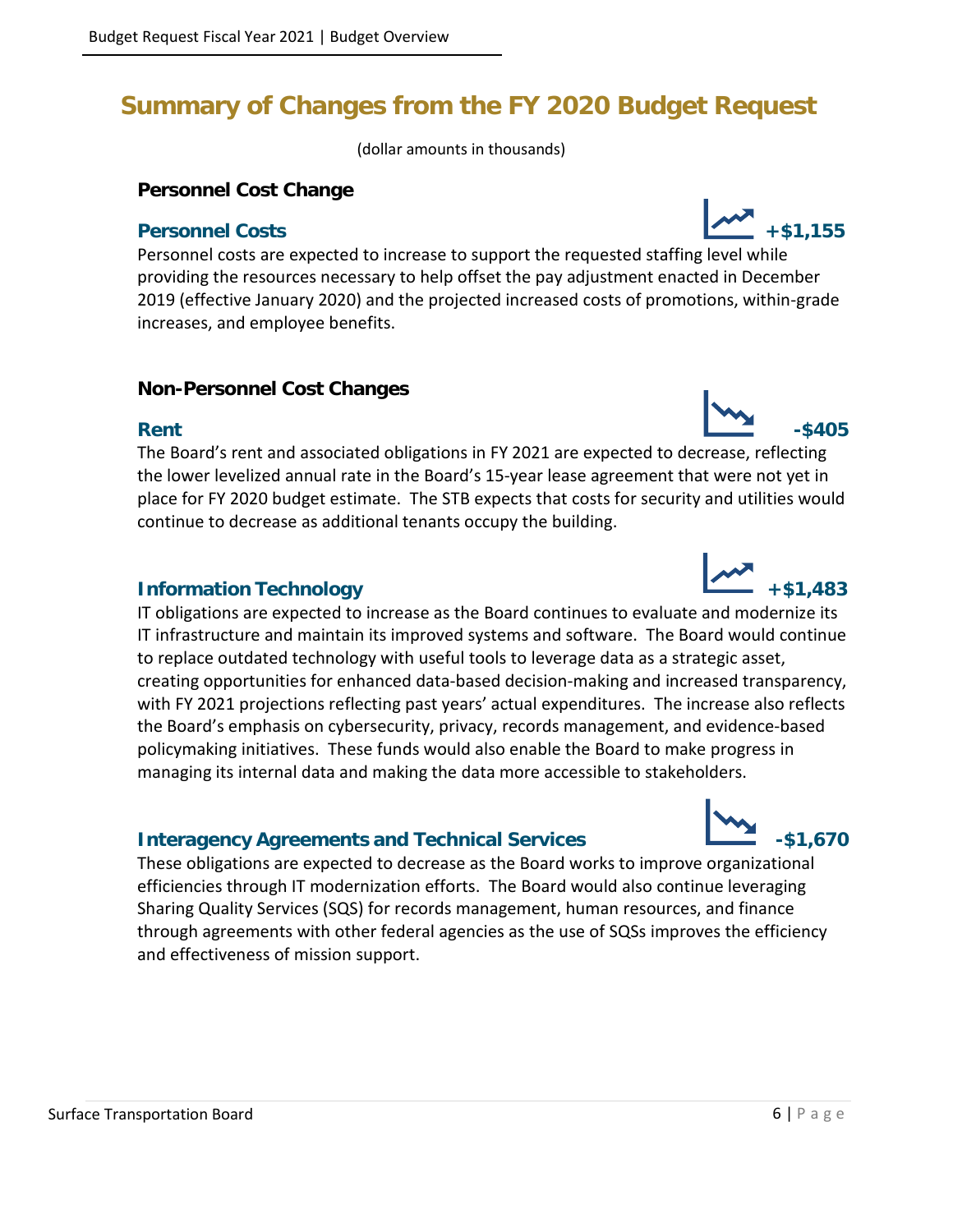# Summary of Changes from the FY 2020 Budget Request

(dollar amounts in thousands)

## Personnel Cost Change

### Personnel Costs +$1,155

Personnel costs are expected to increase to support the requested staffing level while providing the resources necessary to help offset the pay adjustment enacted in December 2019 (effective January 2020) and the projected increased costs of promotions, within-grade increases, and employee benefits.

## Non-Personnel Cost Changes

### Rent -$405

The Board's rent and associated obligations in FY 2021 are expected to decrease, reflecting the lower levelized annual rate in the Board's 15-year lease agreement that were not yet in place for FY 2020 budget estimate. The STB expects that costs for security and utilities would continue to decrease as additional tenants occupy the building.

### Information Technology +$1,483

IT obligations are expected to increase as the Board continues to evaluate and modernize its IT infrastructure and maintain its improved systems and software. The Board would continue to replace outdated technology with useful tools to leverage data as a strategic asset, creating opportunities for enhanced data-based decision-making and increased transparency, with FY 2021 projections reflecting past years' actual expenditures. The increase also reflects the Board's emphasis on cybersecurity, privacy, records management, and evidence-based policymaking initiatives. These funds would also enable the Board to make progress in managing its internal data and making the data more accessible to stakeholders.

### Interagency Agreements and Technical Services -$1,670

These obligations are expected to decrease as the Board works to improve organizational efficiencies through IT modernization efforts. The Board would also continue leveraging Sharing Quality Services (SQS) for records management, human resources, and finance through agreements with other federal agencies as the use of SQSs improves the efficiency and effectiveness of mission support.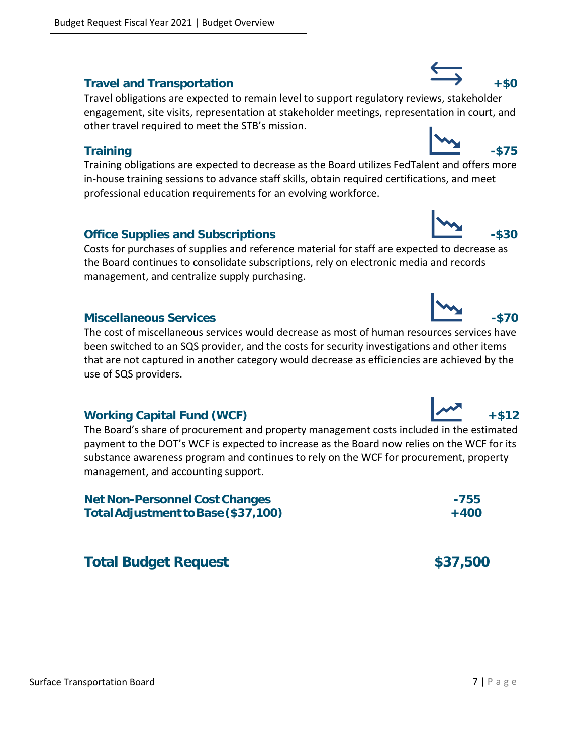### Travel and Transportation +$0

Travel obligations are expected to remain level to support regulatory reviews, stakeholder engagement, site visits, representation at stakeholder meetings, representation in court, and other travel required to meet the STB's mission.

### Training -$75

Training obligations are expected to decrease as the Board utilizes FedTalent and offers more in-house training sessions to advance staff skills, obtain required certifications, and meet professional education requirements for an evolving workforce.

### Office Supplies and Subscriptions -$30

Costs for purchases of supplies and reference material for staff are expected to decrease as the Board continues to consolidate subscriptions, rely on electronic media and records management, and centralize supply purchasing.

### Miscellaneous Services -$70

The cost of miscellaneous services would decrease as most of human resources services have been switched to an SQS provider, and the costs for security investigations and other items that are not captured in another category would decrease as efficiencies are achieved by the use of SQS providers.

### Working Capital Fund (WCF) +$12

The Board's share of procurement and property management costs included in the estimated payment to the DOT's WCF is expected to increase as the Board now relies on the WCF for its substance awareness program and continues to rely on the WCF for procurement, property management, and accounting support.

**Net Non-Personnel Cost Changes -755**
**Total Adjustment to Base ($37,100) +400**

## Total Budget Request $37,500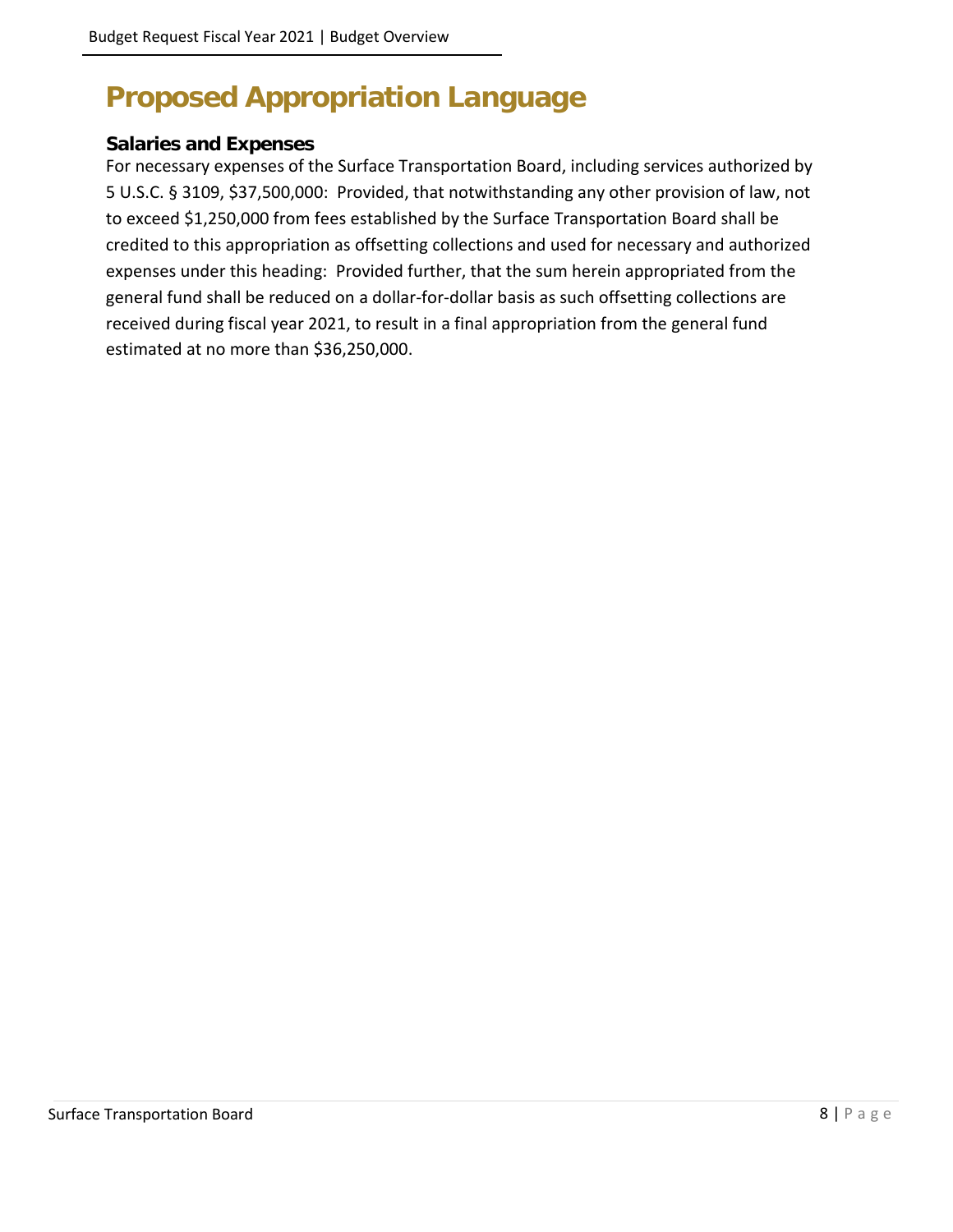# Proposed Appropriation Language

### Salaries and Expenses

For necessary expenses of the Surface Transportation Board, including services authorized by 5 U.S.C. § 3109, $37,500,000: Provided, that notwithstanding any other provision of law, not to exceed $1,250,000 from fees established by the Surface Transportation Board shall be credited to this appropriation as offsetting collections and used for necessary and authorized expenses under this heading: Provided further, that the sum herein appropriated from the general fund shall be reduced on a dollar-for-dollar basis as such offsetting collections are received during fiscal year 2021, to result in a final appropriation from the general fund estimated at no more than $36,250,000.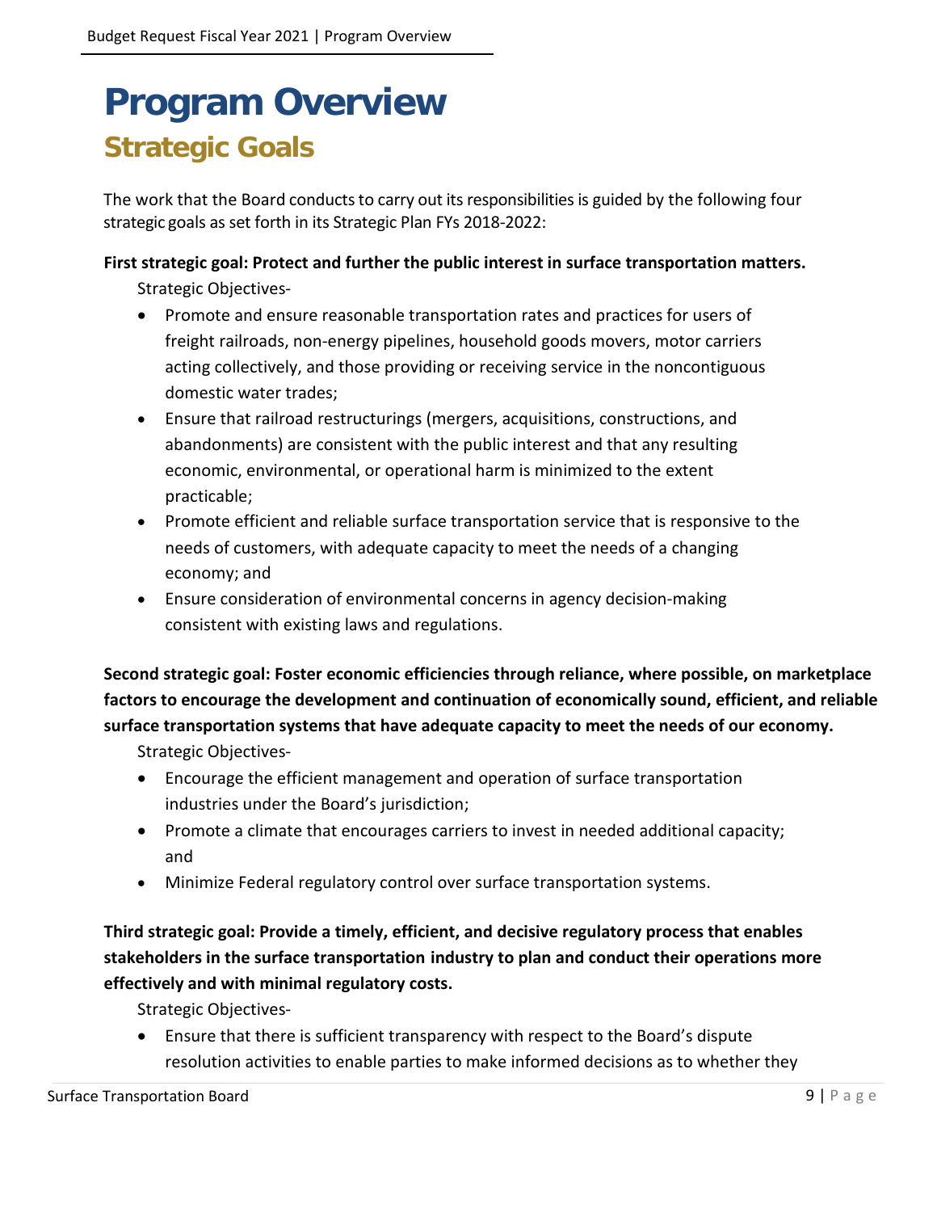# Program Overview

## Strategic Goals

The work that the Board conducts to carry out its responsibilities is guided by the following four strategic goals as set forth in its Strategic Plan FYs 2018-2022:

**First strategic goal: Protect and further the public interest in surface transportation matters.**

Strategic Objectives-

- Promote and ensure reasonable transportation rates and practices for users of freight railroads, non-energy pipelines, household goods movers, motor carriers acting collectively, and those providing or receiving service in the noncontiguous domestic water trades;
- Ensure that railroad restructurings (mergers, acquisitions, constructions, and abandonments) are consistent with the public interest and that any resulting economic, environmental, or operational harm is minimized to the extent practicable;
- Promote efficient and reliable surface transportation service that is responsive to the needs of customers, with adequate capacity to meet the needs of a changing economy; and
- Ensure consideration of environmental concerns in agency decision-making consistent with existing laws and regulations.

**Second strategic goal: Foster economic efficiencies through reliance, where possible, on marketplace factors to encourage the development and continuation of economically sound, efficient, and reliable surface transportation systems that have adequate capacity to meet the needs of our economy.**

Strategic Objectives-

- Encourage the efficient management and operation of surface transportation industries under the Board's jurisdiction;
- Promote a climate that encourages carriers to invest in needed additional capacity; and
- Minimize Federal regulatory control over surface transportation systems.

**Third strategic goal: Provide a timely, efficient, and decisive regulatory process that enables stakeholders in the surface transportation industry to plan and conduct their operations more effectively and with minimal regulatory costs.**

Strategic Objectives-

- Ensure that there is sufficient transparency with respect to the Board's dispute resolution activities to enable parties to make informed decisions as to whether they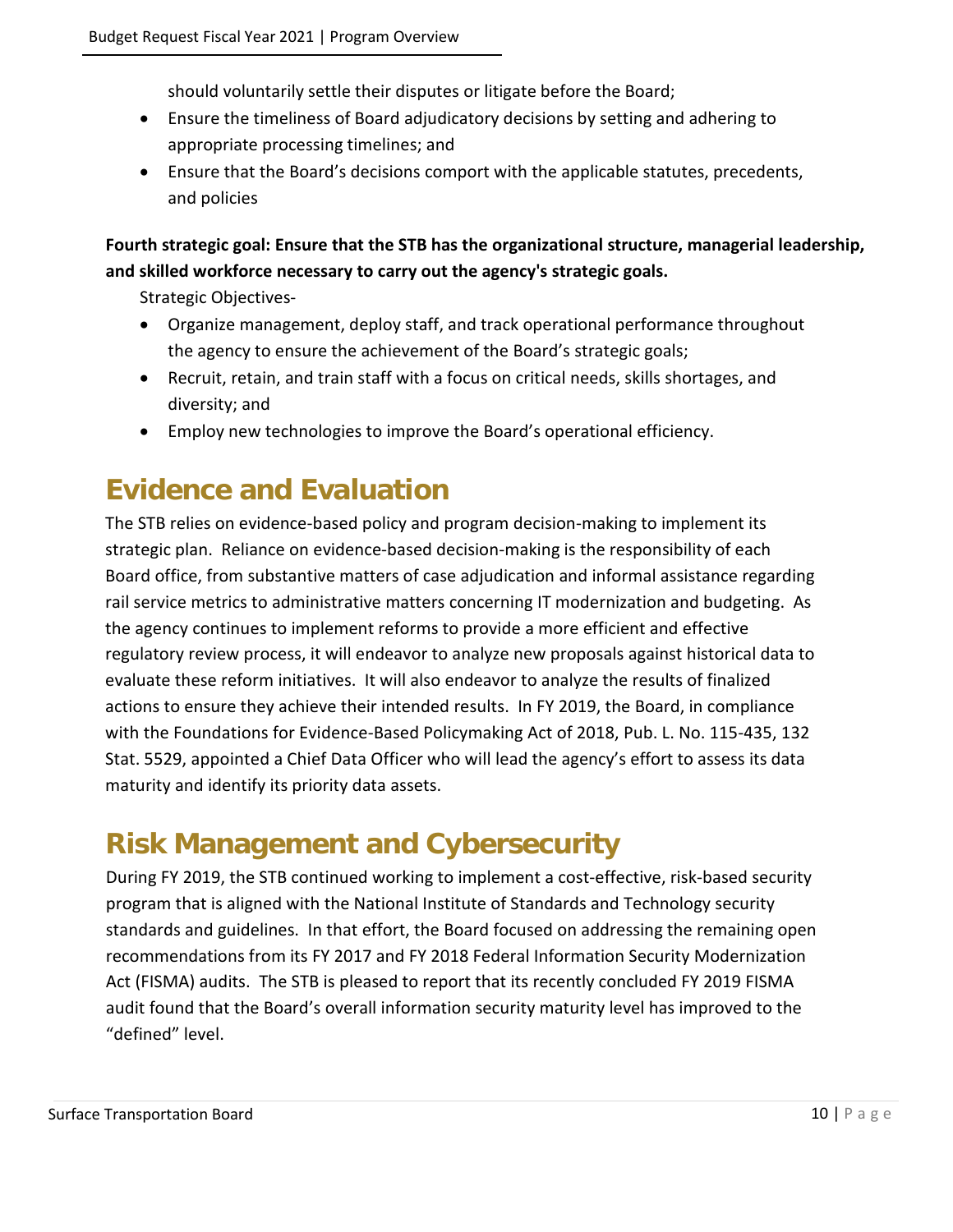should voluntarily settle their disputes or litigate before the Board;

- Ensure the timeliness of Board adjudicatory decisions by setting and adhering to appropriate processing timelines; and
- Ensure that the Board's decisions comport with the applicable statutes, precedents, and policies

**Fourth strategic goal: Ensure that the STB has the organizational structure, managerial leadership, and skilled workforce necessary to carry out the agency's strategic goals.**

Strategic Objectives-

- Organize management, deploy staff, and track operational performance throughout the agency to ensure the achievement of the Board's strategic goals;
- Recruit, retain, and train staff with a focus on critical needs, skills shortages, and diversity; and
- Employ new technologies to improve the Board's operational efficiency.

# Evidence and Evaluation

The STB relies on evidence-based policy and program decision-making to implement its strategic plan. Reliance on evidence-based decision-making is the responsibility of each Board office, from substantive matters of case adjudication and informal assistance regarding rail service metrics to administrative matters concerning IT modernization and budgeting. As the agency continues to implement reforms to provide a more efficient and effective regulatory review process, it will endeavor to analyze new proposals against historical data to evaluate these reform initiatives. It will also endeavor to analyze the results of finalized actions to ensure they achieve their intended results. In FY 2019, the Board, in compliance with the Foundations for Evidence-Based Policymaking Act of 2018, Pub. L. No. 115-435, 132 Stat. 5529, appointed a Chief Data Officer who will lead the agency's effort to assess its data maturity and identify its priority data assets.

# Risk Management and Cybersecurity

During FY 2019, the STB continued working to implement a cost-effective, risk-based security program that is aligned with the National Institute of Standards and Technology security standards and guidelines. In that effort, the Board focused on addressing the remaining open recommendations from its FY 2017 and FY 2018 Federal Information Security Modernization Act (FISMA) audits. The STB is pleased to report that its recently concluded FY 2019 FISMA audit found that the Board's overall information security maturity level has improved to the "defined" level.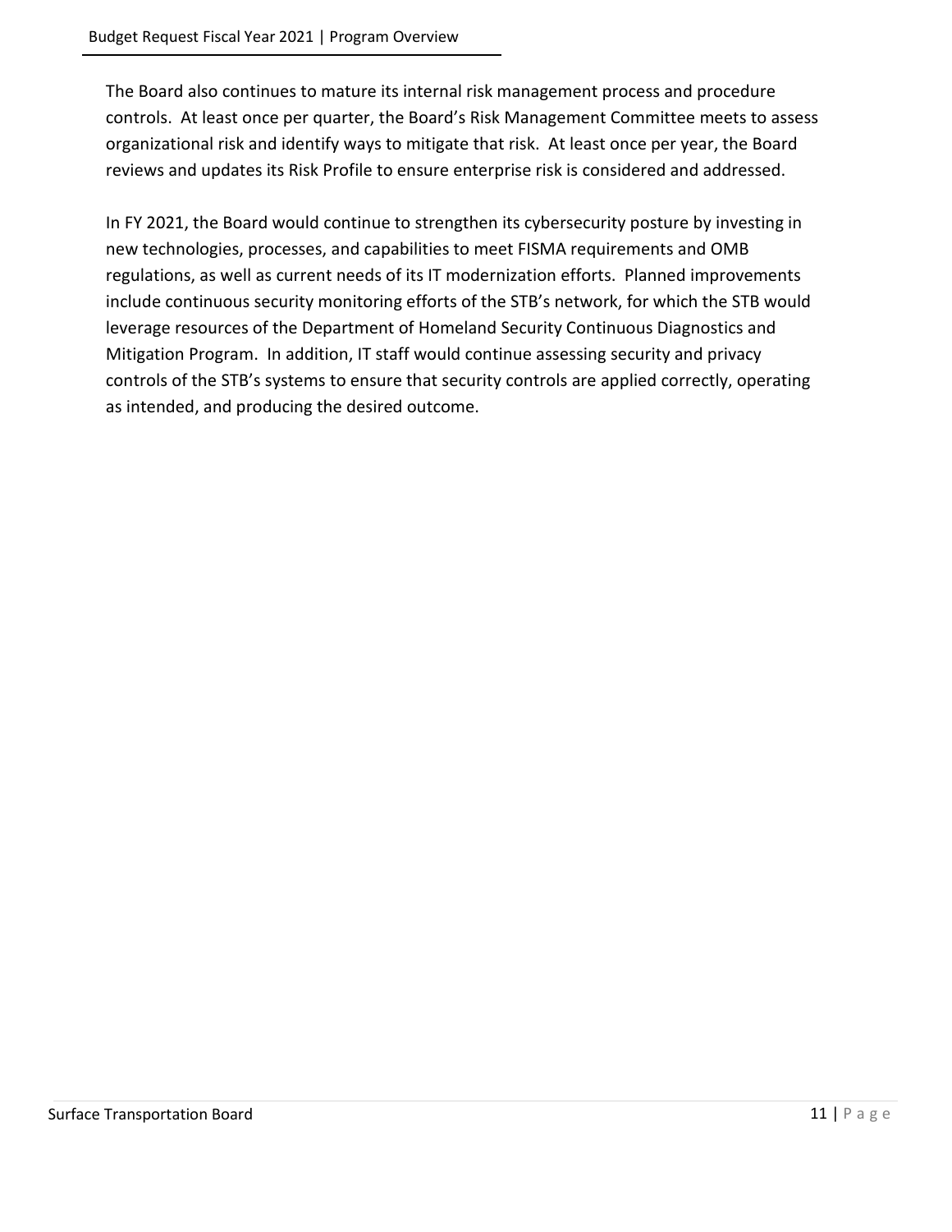The Board also continues to mature its internal risk management process and procedure controls. At least once per quarter, the Board's Risk Management Committee meets to assess organizational risk and identify ways to mitigate that risk. At least once per year, the Board reviews and updates its Risk Profile to ensure enterprise risk is considered and addressed.

In FY 2021, the Board would continue to strengthen its cybersecurity posture by investing in new technologies, processes, and capabilities to meet FISMA requirements and OMB regulations, as well as current needs of its IT modernization efforts. Planned improvements include continuous security monitoring efforts of the STB's network, for which the STB would leverage resources of the Department of Homeland Security Continuous Diagnostics and Mitigation Program. In addition, IT staff would continue assessing security and privacy controls of the STB's systems to ensure that security controls are applied correctly, operating as intended, and producing the desired outcome.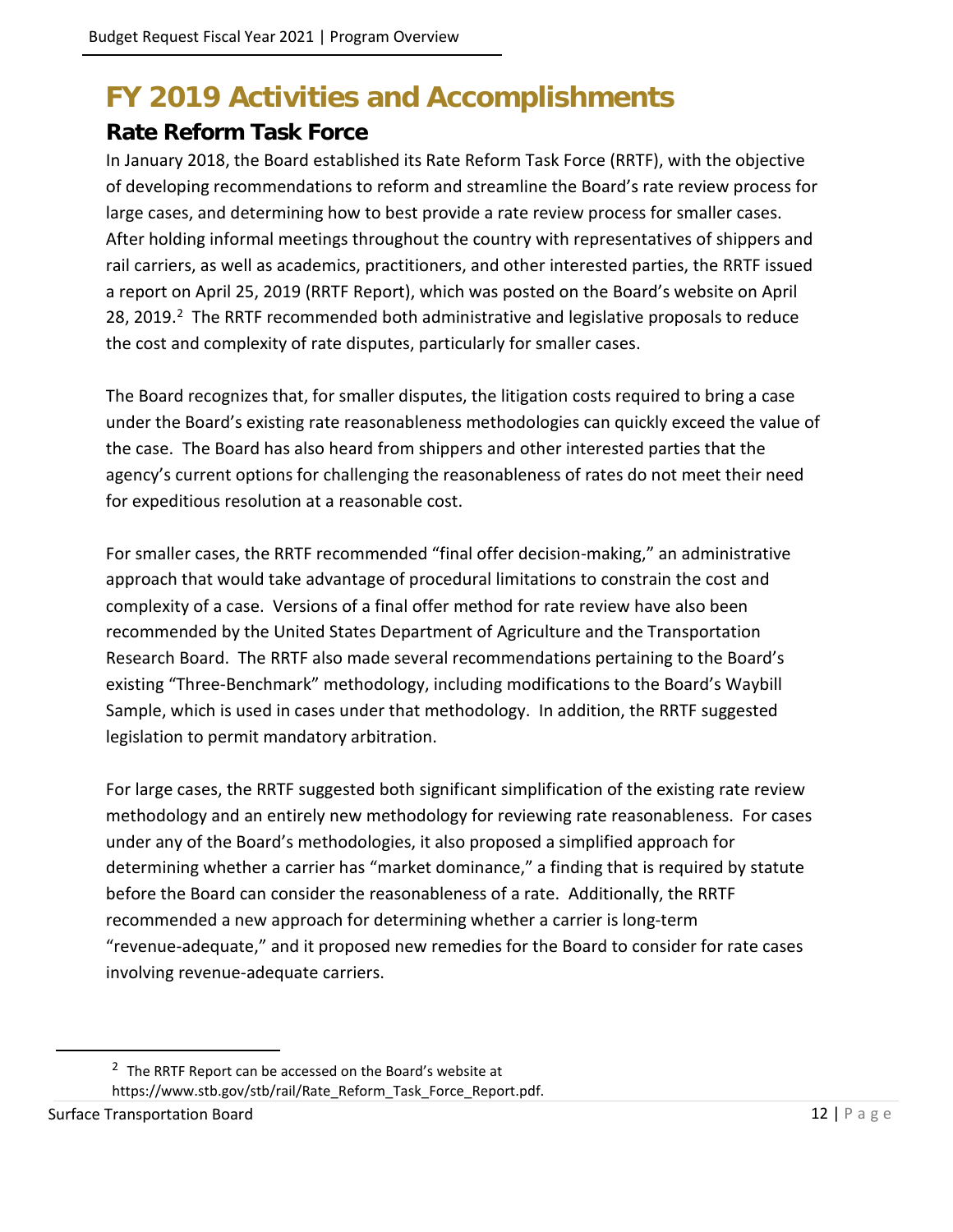# FY 2019 Activities and Accomplishments

## Rate Reform Task Force

In January 2018, the Board established its Rate Reform Task Force (RRTF), with the objective of developing recommendations to reform and streamline the Board's rate review process for large cases, and determining how to best provide a rate review process for smaller cases. After holding informal meetings throughout the country with representatives of shippers and rail carriers, as well as academics, practitioners, and other interested parties, the RRTF issued a report on April 25, 2019 (RRTF Report), which was posted on the Board's website on April 28, 2019.[2] The RRTF recommended both administrative and legislative proposals to reduce the cost and complexity of rate disputes, particularly for smaller cases.

The Board recognizes that, for smaller disputes, the litigation costs required to bring a case under the Board's existing rate reasonableness methodologies can quickly exceed the value of the case. The Board has also heard from shippers and other interested parties that the agency's current options for challenging the reasonableness of rates do not meet their need for expeditious resolution at a reasonable cost.

For smaller cases, the RRTF recommended "final offer decision-making," an administrative approach that would take advantage of procedural limitations to constrain the cost and complexity of a case. Versions of a final offer method for rate review have also been recommended by the United States Department of Agriculture and the Transportation Research Board. The RRTF also made several recommendations pertaining to the Board's existing "Three-Benchmark" methodology, including modifications to the Board's Waybill Sample, which is used in cases under that methodology. In addition, the RRTF suggested legislation to permit mandatory arbitration.

For large cases, the RRTF suggested both significant simplification of the existing rate review methodology and an entirely new methodology for reviewing rate reasonableness. For cases under any of the Board's methodologies, it also proposed a simplified approach for determining whether a carrier has "market dominance," a finding that is required by statute before the Board can consider the reasonableness of a rate. Additionally, the RRTF recommended a new approach for determining whether a carrier is long-term "revenue-adequate," and it proposed new remedies for the Board to consider for rate cases involving revenue-adequate carriers.

[2] The RRTF Report can be accessed on the Board's website at https://www.stb.gov/stb/rail/Rate_Reform_Task_Force_Report.pdf.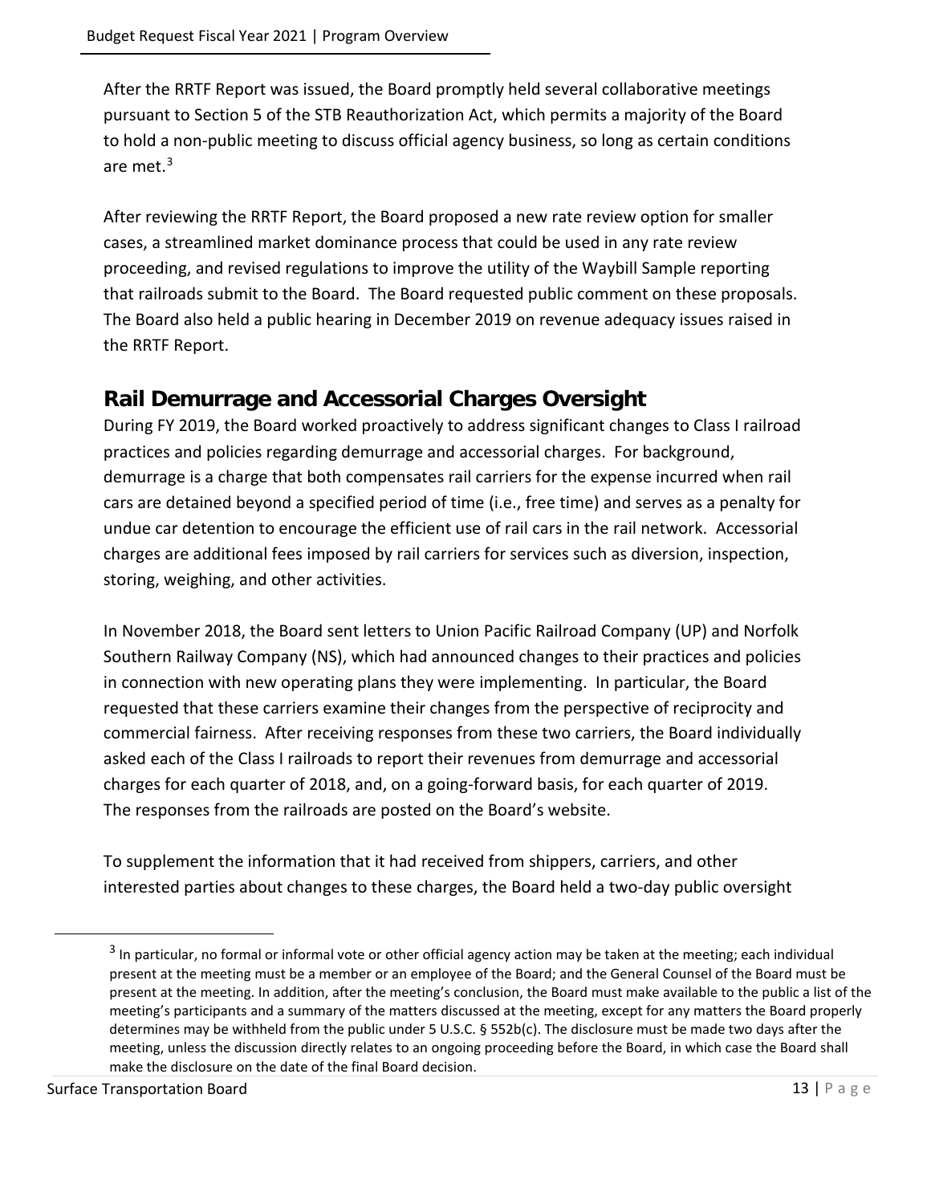After the RRTF Report was issued, the Board promptly held several collaborative meetings pursuant to Section 5 of the STB Reauthorization Act, which permits a majority of the Board to hold a non-public meeting to discuss official agency business, so long as certain conditions are met.[3]

After reviewing the RRTF Report, the Board proposed a new rate review option for smaller cases, a streamlined market dominance process that could be used in any rate review proceeding, and revised regulations to improve the utility of the Waybill Sample reporting that railroads submit to the Board. The Board requested public comment on these proposals. The Board also held a public hearing in December 2019 on revenue adequacy issues raised in the RRTF Report.

## Rail Demurrage and Accessorial Charges Oversight

During FY 2019, the Board worked proactively to address significant changes to Class I railroad practices and policies regarding demurrage and accessorial charges. For background, demurrage is a charge that both compensates rail carriers for the expense incurred when rail cars are detained beyond a specified period of time (i.e., free time) and serves as a penalty for undue car detention to encourage the efficient use of rail cars in the rail network. Accessorial charges are additional fees imposed by rail carriers for services such as diversion, inspection, storing, weighing, and other activities.

In November 2018, the Board sent letters to Union Pacific Railroad Company (UP) and Norfolk Southern Railway Company (NS), which had announced changes to their practices and policies in connection with new operating plans they were implementing. In particular, the Board requested that these carriers examine their changes from the perspective of reciprocity and commercial fairness. After receiving responses from these two carriers, the Board individually asked each of the Class I railroads to report their revenues from demurrage and accessorial charges for each quarter of 2018, and, on a going-forward basis, for each quarter of 2019. The responses from the railroads are posted on the Board's website.

To supplement the information that it had received from shippers, carriers, and other interested parties about changes to these charges, the Board held a two-day public oversight

---

[3] In particular, no formal or informal vote or other official agency action may be taken at the meeting; each individual present at the meeting must be a member or an employee of the Board; and the General Counsel of the Board must be present at the meeting. In addition, after the meeting's conclusion, the Board must make available to the public a list of the meeting's participants and a summary of the matters discussed at the meeting, except for any matters the Board properly determines may be withheld from the public under 5 U.S.C. § 552b(c). The disclosure must be made two days after the meeting, unless the discussion directly relates to an ongoing proceeding before the Board, in which case the Board shall make the disclosure on the date of the final Board decision.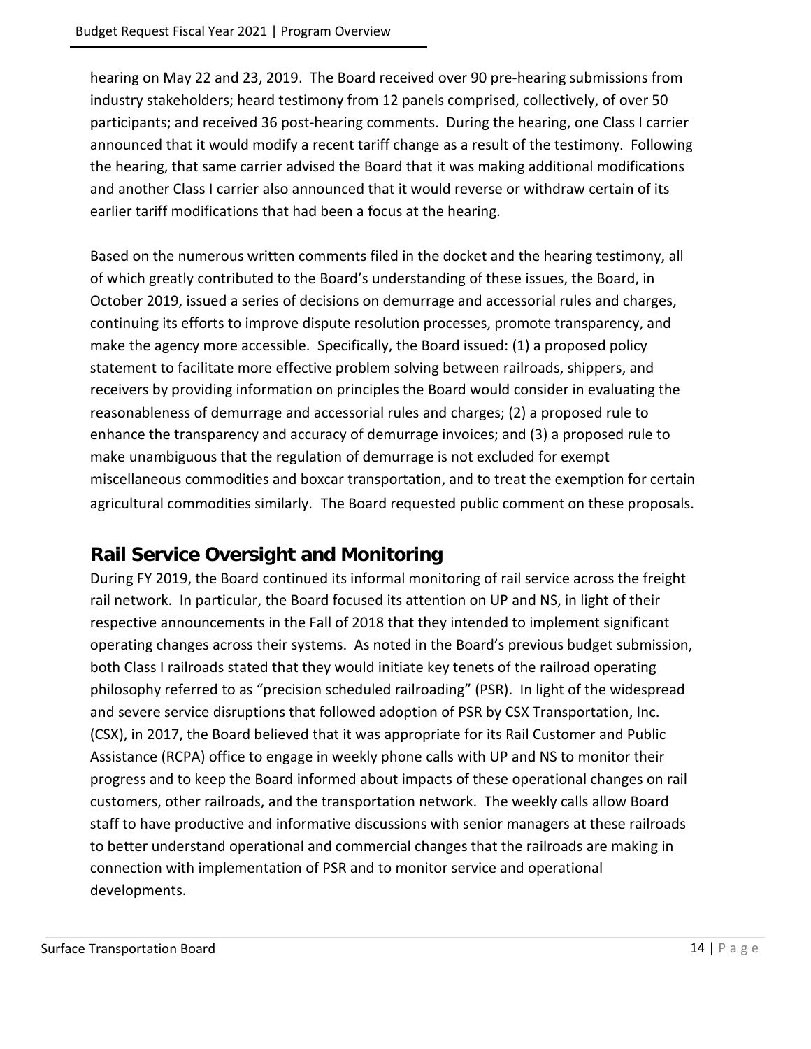hearing on May 22 and 23, 2019. The Board received over 90 pre-hearing submissions from industry stakeholders; heard testimony from 12 panels comprised, collectively, of over 50 participants; and received 36 post-hearing comments. During the hearing, one Class I carrier announced that it would modify a recent tariff change as a result of the testimony. Following the hearing, that same carrier advised the Board that it was making additional modifications and another Class I carrier also announced that it would reverse or withdraw certain of its earlier tariff modifications that had been a focus at the hearing.

Based on the numerous written comments filed in the docket and the hearing testimony, all of which greatly contributed to the Board's understanding of these issues, the Board, in October 2019, issued a series of decisions on demurrage and accessorial rules and charges, continuing its efforts to improve dispute resolution processes, promote transparency, and make the agency more accessible. Specifically, the Board issued: (1) a proposed policy statement to facilitate more effective problem solving between railroads, shippers, and receivers by providing information on principles the Board would consider in evaluating the reasonableness of demurrage and accessorial rules and charges; (2) a proposed rule to enhance the transparency and accuracy of demurrage invoices; and (3) a proposed rule to make unambiguous that the regulation of demurrage is not excluded for exempt miscellaneous commodities and boxcar transportation, and to treat the exemption for certain agricultural commodities similarly. The Board requested public comment on these proposals.

## Rail Service Oversight and Monitoring

During FY 2019, the Board continued its informal monitoring of rail service across the freight rail network. In particular, the Board focused its attention on UP and NS, in light of their respective announcements in the Fall of 2018 that they intended to implement significant operating changes across their systems. As noted in the Board's previous budget submission, both Class I railroads stated that they would initiate key tenets of the railroad operating philosophy referred to as "precision scheduled railroading" (PSR). In light of the widespread and severe service disruptions that followed adoption of PSR by CSX Transportation, Inc. (CSX), in 2017, the Board believed that it was appropriate for its Rail Customer and Public Assistance (RCPA) office to engage in weekly phone calls with UP and NS to monitor their progress and to keep the Board informed about impacts of these operational changes on rail customers, other railroads, and the transportation network. The weekly calls allow Board staff to have productive and informative discussions with senior managers at these railroads to better understand operational and commercial changes that the railroads are making in connection with implementation of PSR and to monitor service and operational developments.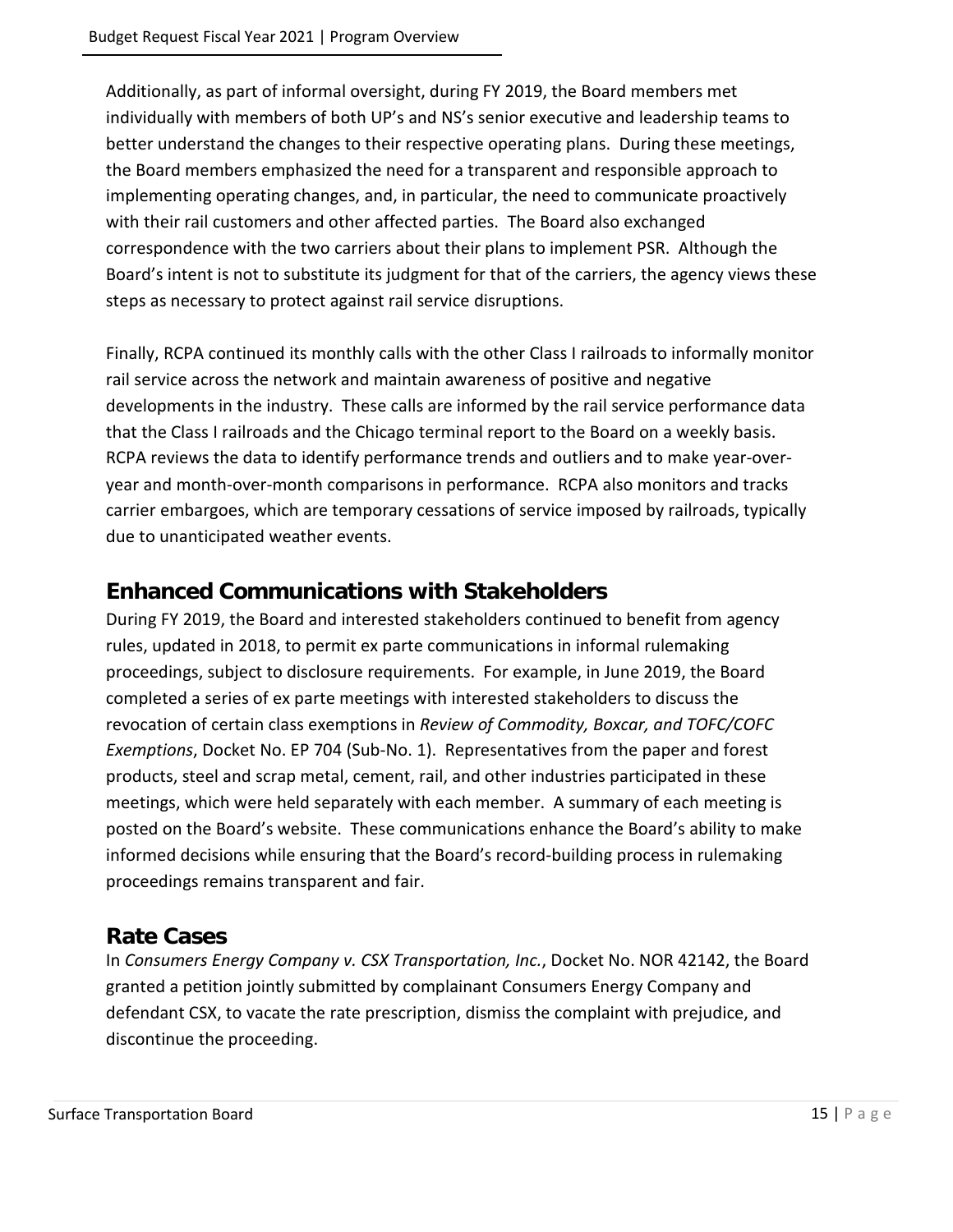Additionally, as part of informal oversight, during FY 2019, the Board members met individually with members of both UP's and NS's senior executive and leadership teams to better understand the changes to their respective operating plans. During these meetings, the Board members emphasized the need for a transparent and responsible approach to implementing operating changes, and, in particular, the need to communicate proactively with their rail customers and other affected parties. The Board also exchanged correspondence with the two carriers about their plans to implement PSR. Although the Board's intent is not to substitute its judgment for that of the carriers, the agency views these steps as necessary to protect against rail service disruptions.

Finally, RCPA continued its monthly calls with the other Class I railroads to informally monitor rail service across the network and maintain awareness of positive and negative developments in the industry. These calls are informed by the rail service performance data that the Class I railroads and the Chicago terminal report to the Board on a weekly basis. RCPA reviews the data to identify performance trends and outliers and to make year-over-year and month-over-month comparisons in performance. RCPA also monitors and tracks carrier embargoes, which are temporary cessations of service imposed by railroads, typically due to unanticipated weather events.

## Enhanced Communications with Stakeholders

During FY 2019, the Board and interested stakeholders continued to benefit from agency rules, updated in 2018, to permit ex parte communications in informal rulemaking proceedings, subject to disclosure requirements. For example, in June 2019, the Board completed a series of ex parte meetings with interested stakeholders to discuss the revocation of certain class exemptions in *Review of Commodity, Boxcar, and TOFC/COFC Exemptions*, Docket No. EP 704 (Sub-No. 1). Representatives from the paper and forest products, steel and scrap metal, cement, rail, and other industries participated in these meetings, which were held separately with each member. A summary of each meeting is posted on the Board's website. These communications enhance the Board's ability to make informed decisions while ensuring that the Board's record-building process in rulemaking proceedings remains transparent and fair.

## Rate Cases

In *Consumers Energy Company v. CSX Transportation, Inc.*, Docket No. NOR 42142, the Board granted a petition jointly submitted by complainant Consumers Energy Company and defendant CSX, to vacate the rate prescription, dismiss the complaint with prejudice, and discontinue the proceeding.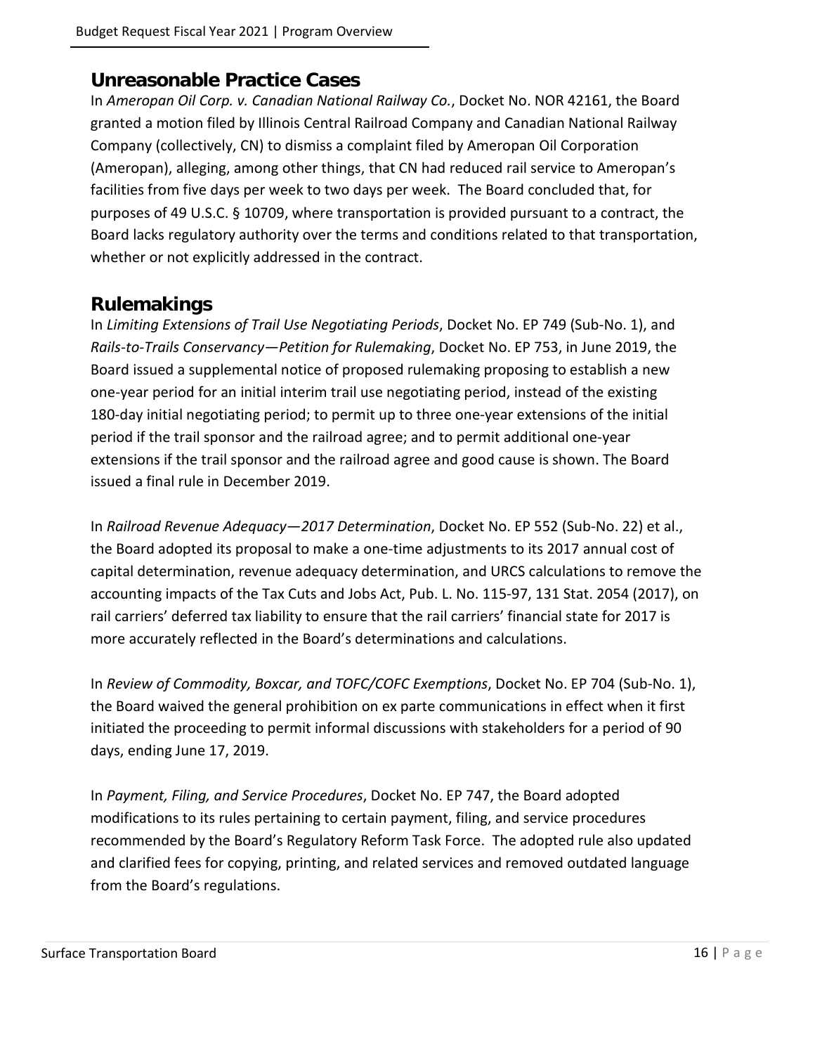## Unreasonable Practice Cases

In *Ameropan Oil Corp. v. Canadian National Railway Co.*, Docket No. NOR 42161, the Board granted a motion filed by Illinois Central Railroad Company and Canadian National Railway Company (collectively, CN) to dismiss a complaint filed by Ameropan Oil Corporation (Ameropan), alleging, among other things, that CN had reduced rail service to Ameropan's facilities from five days per week to two days per week. The Board concluded that, for purposes of 49 U.S.C. § 10709, where transportation is provided pursuant to a contract, the Board lacks regulatory authority over the terms and conditions related to that transportation, whether or not explicitly addressed in the contract.

## Rulemakings

In *Limiting Extensions of Trail Use Negotiating Periods*, Docket No. EP 749 (Sub-No. 1), and *Rails-to-Trails Conservancy—Petition for Rulemaking*, Docket No. EP 753, in June 2019, the Board issued a supplemental notice of proposed rulemaking proposing to establish a new one-year period for an initial interim trail use negotiating period, instead of the existing 180-day initial negotiating period; to permit up to three one-year extensions of the initial period if the trail sponsor and the railroad agree; and to permit additional one-year extensions if the trail sponsor and the railroad agree and good cause is shown. The Board issued a final rule in December 2019.

In *Railroad Revenue Adequacy—2017 Determination*, Docket No. EP 552 (Sub-No. 22) et al., the Board adopted its proposal to make a one-time adjustments to its 2017 annual cost of capital determination, revenue adequacy determination, and URCS calculations to remove the accounting impacts of the Tax Cuts and Jobs Act, Pub. L. No. 115-97, 131 Stat. 2054 (2017), on rail carriers' deferred tax liability to ensure that the rail carriers' financial state for 2017 is more accurately reflected in the Board's determinations and calculations.

In *Review of Commodity, Boxcar, and TOFC/COFC Exemptions*, Docket No. EP 704 (Sub-No. 1), the Board waived the general prohibition on ex parte communications in effect when it first initiated the proceeding to permit informal discussions with stakeholders for a period of 90 days, ending June 17, 2019.

In *Payment, Filing, and Service Procedures*, Docket No. EP 747, the Board adopted modifications to its rules pertaining to certain payment, filing, and service procedures recommended by the Board's Regulatory Reform Task Force. The adopted rule also updated and clarified fees for copying, printing, and related services and removed outdated language from the Board's regulations.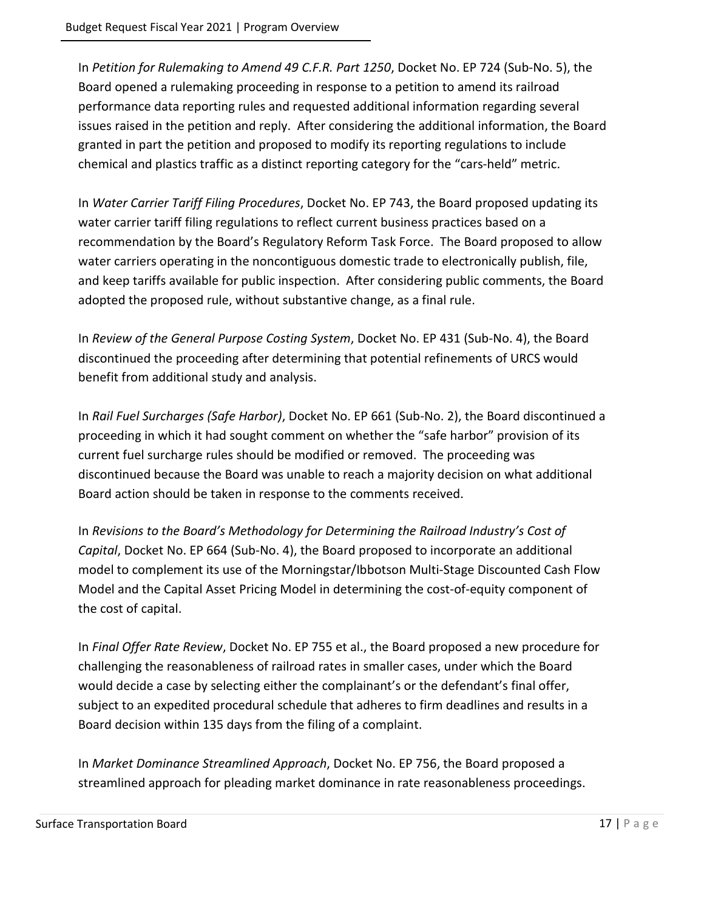In *Petition for Rulemaking to Amend 49 C.F.R. Part 1250*, Docket No. EP 724 (Sub-No. 5), the Board opened a rulemaking proceeding in response to a petition to amend its railroad performance data reporting rules and requested additional information regarding several issues raised in the petition and reply. After considering the additional information, the Board granted in part the petition and proposed to modify its reporting regulations to include chemical and plastics traffic as a distinct reporting category for the "cars-held" metric.

In *Water Carrier Tariff Filing Procedures*, Docket No. EP 743, the Board proposed updating its water carrier tariff filing regulations to reflect current business practices based on a recommendation by the Board's Regulatory Reform Task Force. The Board proposed to allow water carriers operating in the noncontiguous domestic trade to electronically publish, file, and keep tariffs available for public inspection. After considering public comments, the Board adopted the proposed rule, without substantive change, as a final rule.

In *Review of the General Purpose Costing System*, Docket No. EP 431 (Sub-No. 4), the Board discontinued the proceeding after determining that potential refinements of URCS would benefit from additional study and analysis.

In *Rail Fuel Surcharges (Safe Harbor)*, Docket No. EP 661 (Sub-No. 2), the Board discontinued a proceeding in which it had sought comment on whether the "safe harbor" provision of its current fuel surcharge rules should be modified or removed. The proceeding was discontinued because the Board was unable to reach a majority decision on what additional Board action should be taken in response to the comments received.

In *Revisions to the Board's Methodology for Determining the Railroad Industry's Cost of Capital*, Docket No. EP 664 (Sub-No. 4), the Board proposed to incorporate an additional model to complement its use of the Morningstar/Ibbotson Multi-Stage Discounted Cash Flow Model and the Capital Asset Pricing Model in determining the cost-of-equity component of the cost of capital.

In *Final Offer Rate Review*, Docket No. EP 755 et al., the Board proposed a new procedure for challenging the reasonableness of railroad rates in smaller cases, under which the Board would decide a case by selecting either the complainant's or the defendant's final offer, subject to an expedited procedural schedule that adheres to firm deadlines and results in a Board decision within 135 days from the filing of a complaint.

In *Market Dominance Streamlined Approach*, Docket No. EP 756, the Board proposed a streamlined approach for pleading market dominance in rate reasonableness proceedings.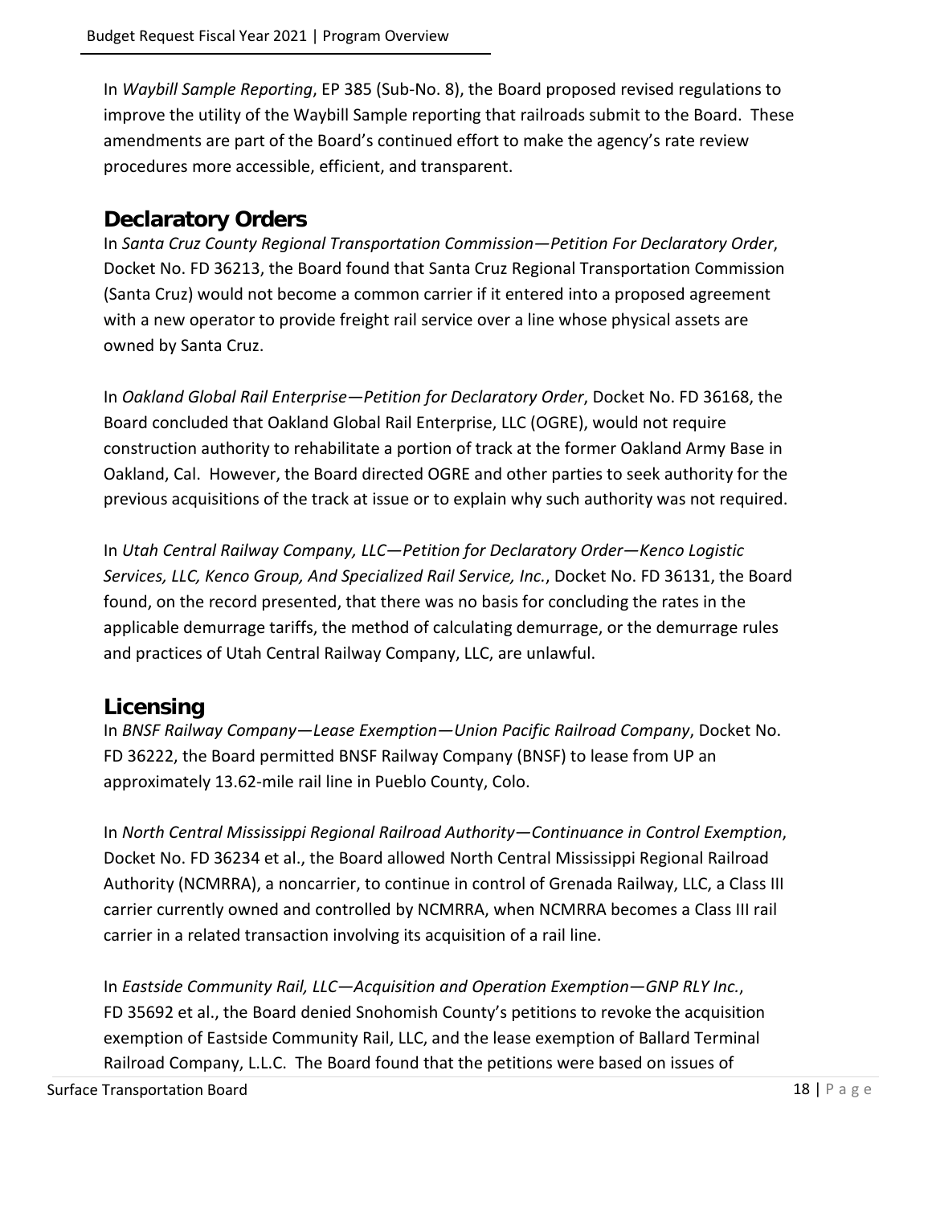In *Waybill Sample Reporting*, EP 385 (Sub-No. 8), the Board proposed revised regulations to improve the utility of the Waybill Sample reporting that railroads submit to the Board. These amendments are part of the Board's continued effort to make the agency's rate review procedures more accessible, efficient, and transparent.

## Declaratory Orders

In *Santa Cruz County Regional Transportation Commission—Petition For Declaratory Order*, Docket No. FD 36213, the Board found that Santa Cruz Regional Transportation Commission (Santa Cruz) would not become a common carrier if it entered into a proposed agreement with a new operator to provide freight rail service over a line whose physical assets are owned by Santa Cruz.

In *Oakland Global Rail Enterprise—Petition for Declaratory Order*, Docket No. FD 36168, the Board concluded that Oakland Global Rail Enterprise, LLC (OGRE), would not require construction authority to rehabilitate a portion of track at the former Oakland Army Base in Oakland, Cal. However, the Board directed OGRE and other parties to seek authority for the previous acquisitions of the track at issue or to explain why such authority was not required.

In *Utah Central Railway Company, LLC—Petition for Declaratory Order—Kenco Logistic Services, LLC, Kenco Group, And Specialized Rail Service, Inc.*, Docket No. FD 36131, the Board found, on the record presented, that there was no basis for concluding the rates in the applicable demurrage tariffs, the method of calculating demurrage, or the demurrage rules and practices of Utah Central Railway Company, LLC, are unlawful.

## Licensing

In *BNSF Railway Company—Lease Exemption—Union Pacific Railroad Company*, Docket No. FD 36222, the Board permitted BNSF Railway Company (BNSF) to lease from UP an approximately 13.62-mile rail line in Pueblo County, Colo.

In *North Central Mississippi Regional Railroad Authority—Continuance in Control Exemption*, Docket No. FD 36234 et al., the Board allowed North Central Mississippi Regional Railroad Authority (NCMRRA), a noncarrier, to continue in control of Grenada Railway, LLC, a Class III carrier currently owned and controlled by NCMRRA, when NCMRRA becomes a Class III rail carrier in a related transaction involving its acquisition of a rail line.

In *Eastside Community Rail, LLC—Acquisition and Operation Exemption—GNP RLY Inc.*, FD 35692 et al., the Board denied Snohomish County's petitions to revoke the acquisition exemption of Eastside Community Rail, LLC, and the lease exemption of Ballard Terminal Railroad Company, L.L.C. The Board found that the petitions were based on issues of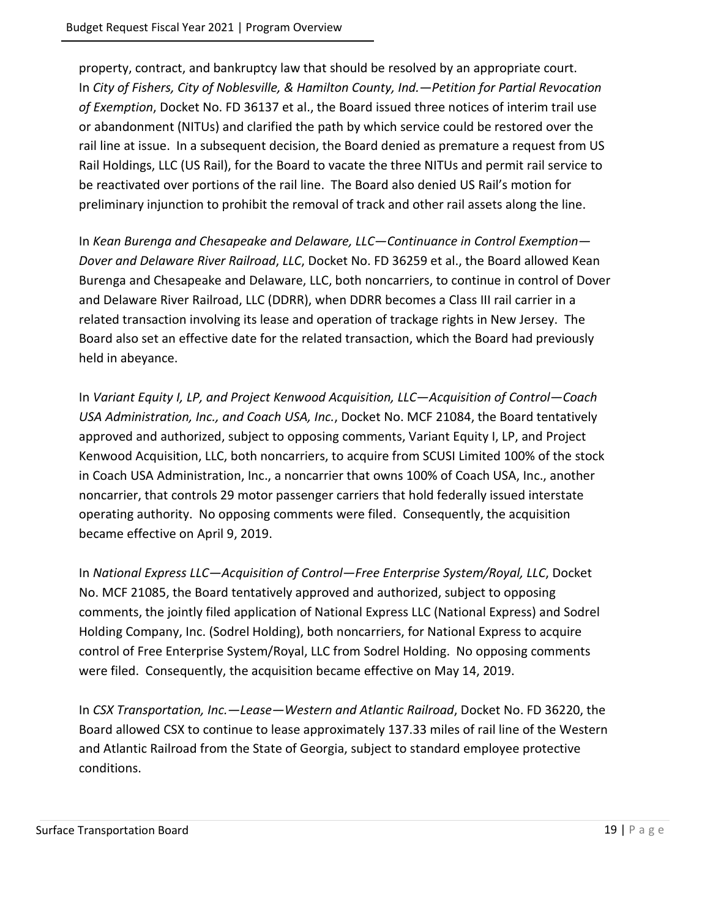property, contract, and bankruptcy law that should be resolved by an appropriate court. In *City of Fishers, City of Noblesville, & Hamilton County, Ind.—Petition for Partial Revocation of Exemption*, Docket No. FD 36137 et al., the Board issued three notices of interim trail use or abandonment (NITUs) and clarified the path by which service could be restored over the rail line at issue. In a subsequent decision, the Board denied as premature a request from US Rail Holdings, LLC (US Rail), for the Board to vacate the three NITUs and permit rail service to be reactivated over portions of the rail line. The Board also denied US Rail's motion for preliminary injunction to prohibit the removal of track and other rail assets along the line.

In *Kean Burenga and Chesapeake and Delaware, LLC—Continuance in Control Exemption—Dover and Delaware River Railroad*, *LLC*, Docket No. FD 36259 et al., the Board allowed Kean Burenga and Chesapeake and Delaware, LLC, both noncarriers, to continue in control of Dover and Delaware River Railroad, LLC (DDRR), when DDRR becomes a Class III rail carrier in a related transaction involving its lease and operation of trackage rights in New Jersey. The Board also set an effective date for the related transaction, which the Board had previously held in abeyance.

In *Variant Equity I, LP, and Project Kenwood Acquisition, LLC—Acquisition of Control—Coach USA Administration, Inc., and Coach USA, Inc.*, Docket No. MCF 21084, the Board tentatively approved and authorized, subject to opposing comments, Variant Equity I, LP, and Project Kenwood Acquisition, LLC, both noncarriers, to acquire from SCUSI Limited 100% of the stock in Coach USA Administration, Inc., a noncarrier that owns 100% of Coach USA, Inc., another noncarrier, that controls 29 motor passenger carriers that hold federally issued interstate operating authority. No opposing comments were filed. Consequently, the acquisition became effective on April 9, 2019.

In *National Express LLC—Acquisition of Control—Free Enterprise System/Royal, LLC*, Docket No. MCF 21085, the Board tentatively approved and authorized, subject to opposing comments, the jointly filed application of National Express LLC (National Express) and Sodrel Holding Company, Inc. (Sodrel Holding), both noncarriers, for National Express to acquire control of Free Enterprise System/Royal, LLC from Sodrel Holding. No opposing comments were filed. Consequently, the acquisition became effective on May 14, 2019.

In *CSX Transportation, Inc.—Lease—Western and Atlantic Railroad*, Docket No. FD 36220, the Board allowed CSX to continue to lease approximately 137.33 miles of rail line of the Western and Atlantic Railroad from the State of Georgia, subject to standard employee protective conditions.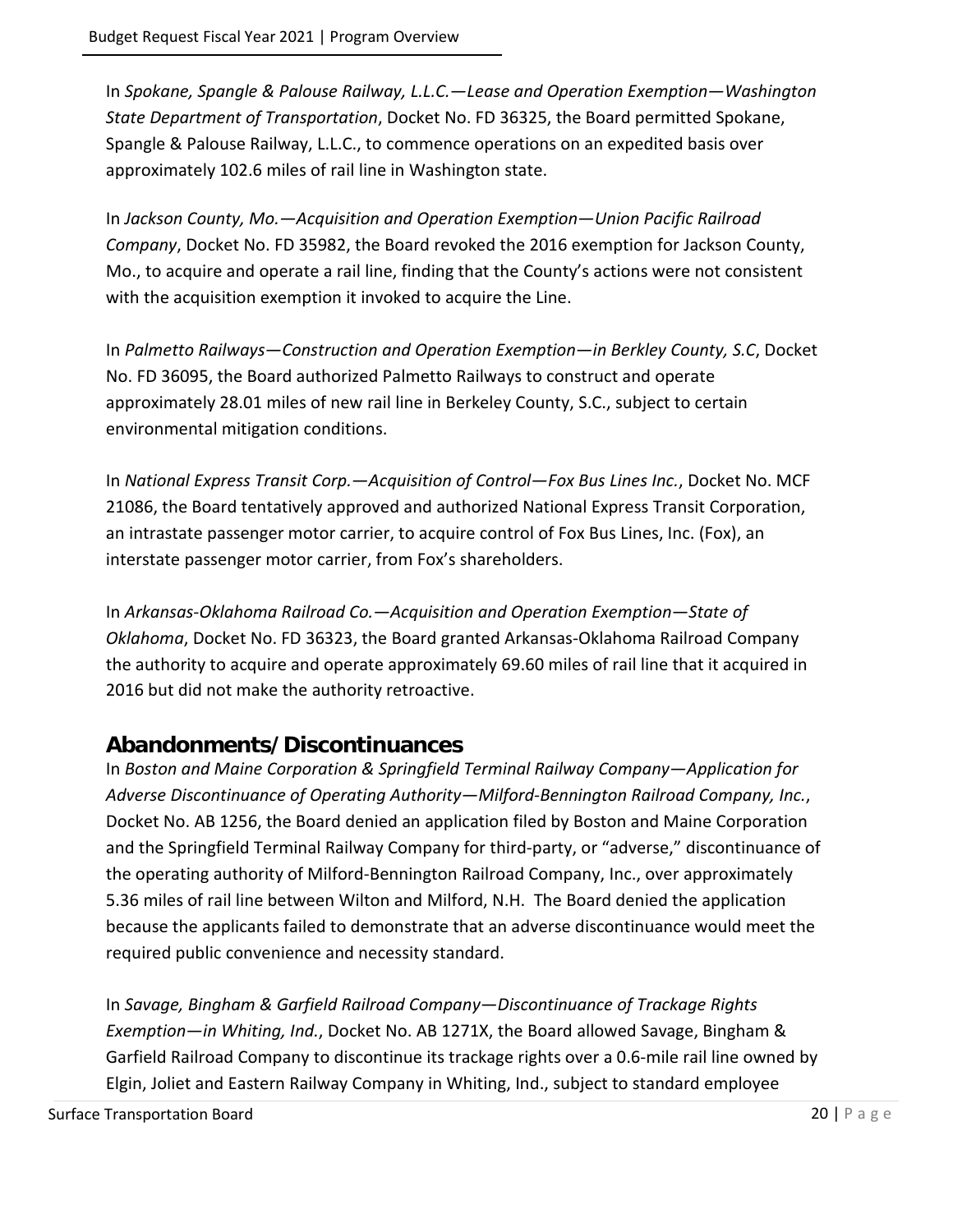In *Spokane, Spangle & Palouse Railway, L.L.C.—Lease and Operation Exemption—Washington State Department of Transportation*, Docket No. FD 36325, the Board permitted Spokane, Spangle & Palouse Railway, L.L.C., to commence operations on an expedited basis over approximately 102.6 miles of rail line in Washington state.

In *Jackson County, Mo.—Acquisition and Operation Exemption—Union Pacific Railroad Company*, Docket No. FD 35982, the Board revoked the 2016 exemption for Jackson County, Mo., to acquire and operate a rail line, finding that the County's actions were not consistent with the acquisition exemption it invoked to acquire the Line.

In *Palmetto Railways—Construction and Operation Exemption—in Berkley County, S.C*, Docket No. FD 36095, the Board authorized Palmetto Railways to construct and operate approximately 28.01 miles of new rail line in Berkeley County, S.C., subject to certain environmental mitigation conditions.

In *National Express Transit Corp.—Acquisition of Control—Fox Bus Lines Inc.*, Docket No. MCF 21086, the Board tentatively approved and authorized National Express Transit Corporation, an intrastate passenger motor carrier, to acquire control of Fox Bus Lines, Inc. (Fox), an interstate passenger motor carrier, from Fox's shareholders.

In *Arkansas-Oklahoma Railroad Co.—Acquisition and Operation Exemption—State of Oklahoma*, Docket No. FD 36323, the Board granted Arkansas-Oklahoma Railroad Company the authority to acquire and operate approximately 69.60 miles of rail line that it acquired in 2016 but did not make the authority retroactive.

## Abandonments/Discontinuances

In *Boston and Maine Corporation & Springfield Terminal Railway Company—Application for Adverse Discontinuance of Operating Authority—Milford-Bennington Railroad Company, Inc.*, Docket No. AB 1256, the Board denied an application filed by Boston and Maine Corporation and the Springfield Terminal Railway Company for third-party, or "adverse," discontinuance of the operating authority of Milford-Bennington Railroad Company, Inc., over approximately 5.36 miles of rail line between Wilton and Milford, N.H. The Board denied the application because the applicants failed to demonstrate that an adverse discontinuance would meet the required public convenience and necessity standard.

In *Savage, Bingham & Garfield Railroad Company—Discontinuance of Trackage Rights Exemption—in Whiting, Ind.*, Docket No. AB 1271X, the Board allowed Savage, Bingham & Garfield Railroad Company to discontinue its trackage rights over a 0.6-mile rail line owned by Elgin, Joliet and Eastern Railway Company in Whiting, Ind., subject to standard employee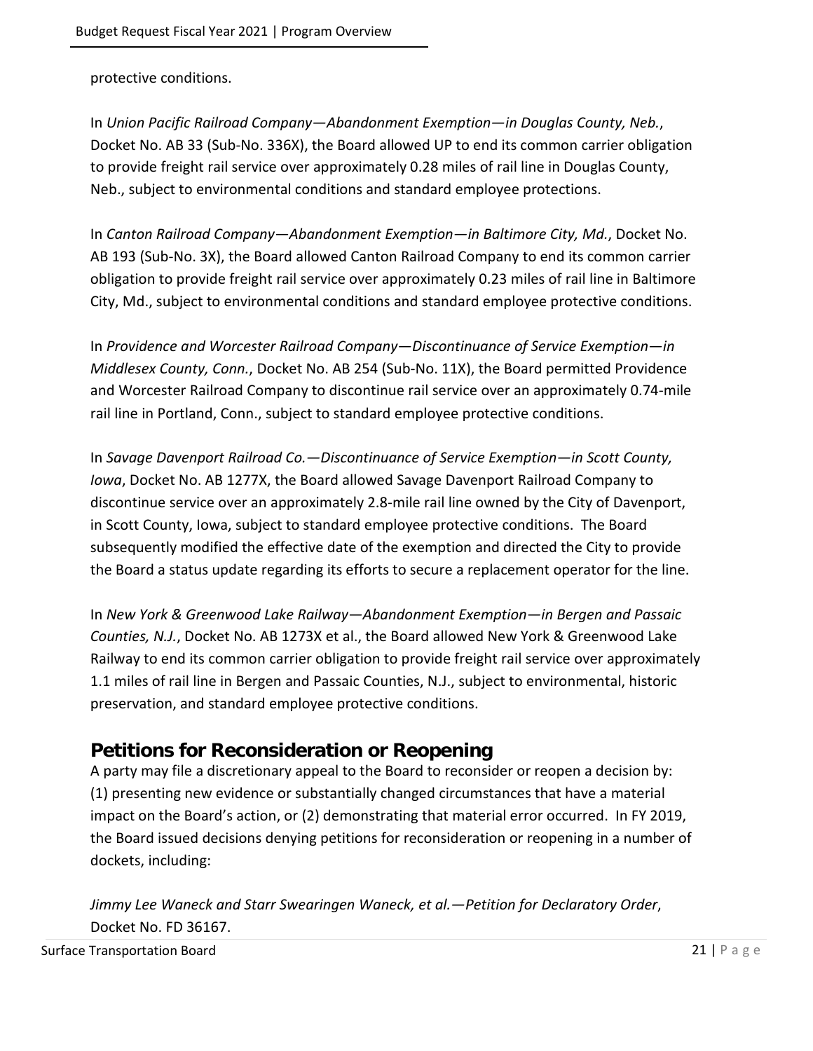protective conditions.

In *Union Pacific Railroad Company—Abandonment Exemption—in Douglas County, Neb.*, Docket No. AB 33 (Sub-No. 336X), the Board allowed UP to end its common carrier obligation to provide freight rail service over approximately 0.28 miles of rail line in Douglas County, Neb., subject to environmental conditions and standard employee protections.

In *Canton Railroad Company—Abandonment Exemption—in Baltimore City, Md.*, Docket No. AB 193 (Sub-No. 3X), the Board allowed Canton Railroad Company to end its common carrier obligation to provide freight rail service over approximately 0.23 miles of rail line in Baltimore City, Md., subject to environmental conditions and standard employee protective conditions.

In *Providence and Worcester Railroad Company—Discontinuance of Service Exemption—in Middlesex County, Conn.*, Docket No. AB 254 (Sub-No. 11X), the Board permitted Providence and Worcester Railroad Company to discontinue rail service over an approximately 0.74-mile rail line in Portland, Conn., subject to standard employee protective conditions.

In *Savage Davenport Railroad Co.—Discontinuance of Service Exemption—in Scott County, Iowa*, Docket No. AB 1277X, the Board allowed Savage Davenport Railroad Company to discontinue service over an approximately 2.8-mile rail line owned by the City of Davenport, in Scott County, Iowa, subject to standard employee protective conditions. The Board subsequently modified the effective date of the exemption and directed the City to provide the Board a status update regarding its efforts to secure a replacement operator for the line.

In *New York & Greenwood Lake Railway—Abandonment Exemption—in Bergen and Passaic Counties, N.J.*, Docket No. AB 1273X et al., the Board allowed New York & Greenwood Lake Railway to end its common carrier obligation to provide freight rail service over approximately 1.1 miles of rail line in Bergen and Passaic Counties, N.J., subject to environmental, historic preservation, and standard employee protective conditions.

## Petitions for Reconsideration or Reopening

A party may file a discretionary appeal to the Board to reconsider or reopen a decision by: (1) presenting new evidence or substantially changed circumstances that have a material impact on the Board's action, or (2) demonstrating that material error occurred. In FY 2019, the Board issued decisions denying petitions for reconsideration or reopening in a number of dockets, including:

*Jimmy Lee Waneck and Starr Swearingen Waneck, et al.—Petition for Declaratory Order*, Docket No. FD 36167.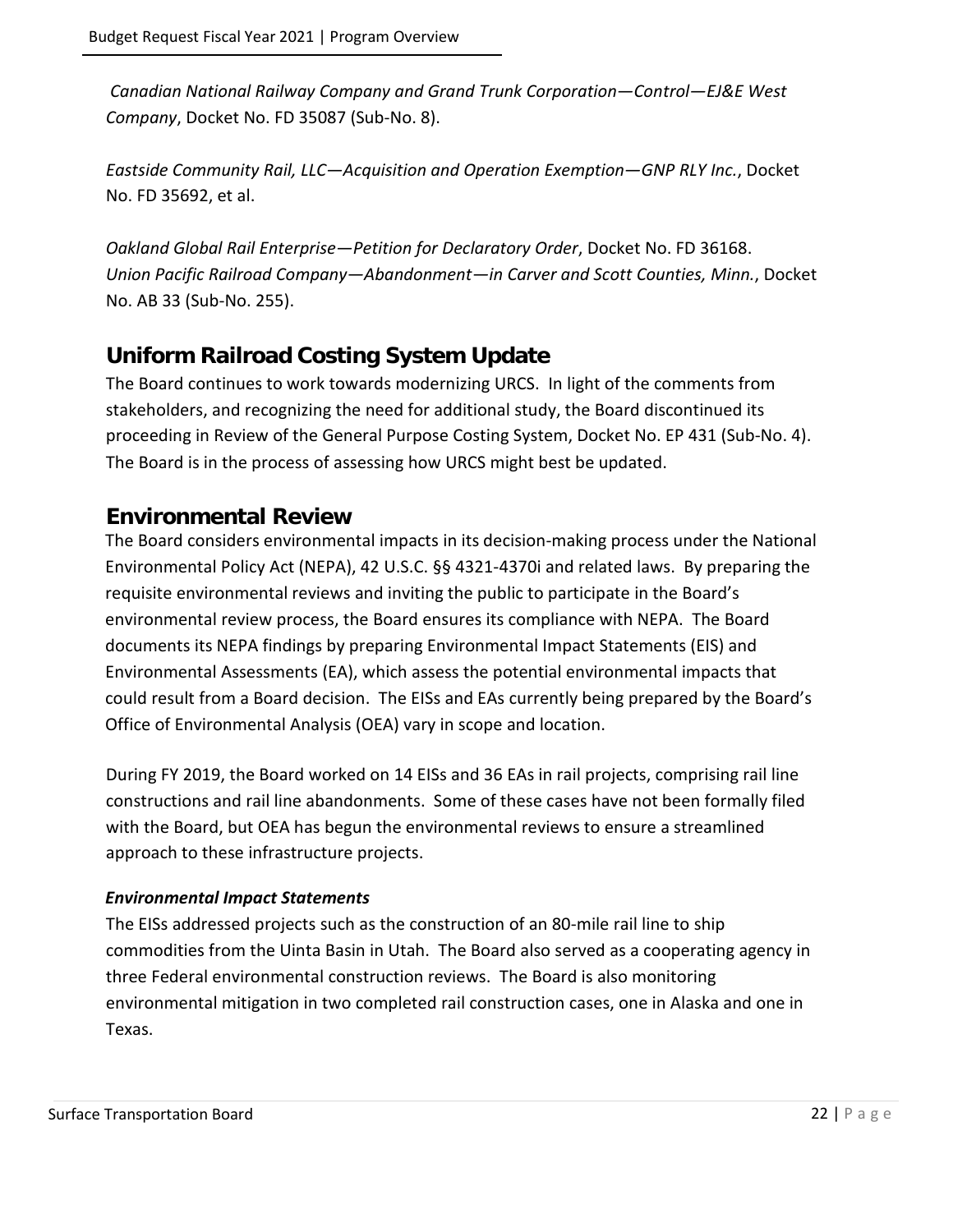*Canadian National Railway Company and Grand Trunk Corporation—Control—EJ&E West Company*, Docket No. FD 35087 (Sub-No. 8).

*Eastside Community Rail, LLC—Acquisition and Operation Exemption—GNP RLY Inc.*, Docket No. FD 35692, et al.

*Oakland Global Rail Enterprise—Petition for Declaratory Order*, Docket No. FD 36168.
*Union Pacific Railroad Company—Abandonment—in Carver and Scott Counties, Minn.*, Docket No. AB 33 (Sub-No. 255).

## Uniform Railroad Costing System Update

The Board continues to work towards modernizing URCS. In light of the comments from stakeholders, and recognizing the need for additional study, the Board discontinued its proceeding in Review of the General Purpose Costing System, Docket No. EP 431 (Sub-No. 4). The Board is in the process of assessing how URCS might best be updated.

## Environmental Review

The Board considers environmental impacts in its decision-making process under the National Environmental Policy Act (NEPA), 42 U.S.C. §§ 4321-4370i and related laws. By preparing the requisite environmental reviews and inviting the public to participate in the Board's environmental review process, the Board ensures its compliance with NEPA. The Board documents its NEPA findings by preparing Environmental Impact Statements (EIS) and Environmental Assessments (EA), which assess the potential environmental impacts that could result from a Board decision. The EISs and EAs currently being prepared by the Board's Office of Environmental Analysis (OEA) vary in scope and location.

During FY 2019, the Board worked on 14 EISs and 36 EAs in rail projects, comprising rail line constructions and rail line abandonments. Some of these cases have not been formally filed with the Board, but OEA has begun the environmental reviews to ensure a streamlined approach to these infrastructure projects.

### *Environmental Impact Statements*

The EISs addressed projects such as the construction of an 80-mile rail line to ship commodities from the Uinta Basin in Utah. The Board also served as a cooperating agency in three Federal environmental construction reviews. The Board is also monitoring environmental mitigation in two completed rail construction cases, one in Alaska and one in Texas.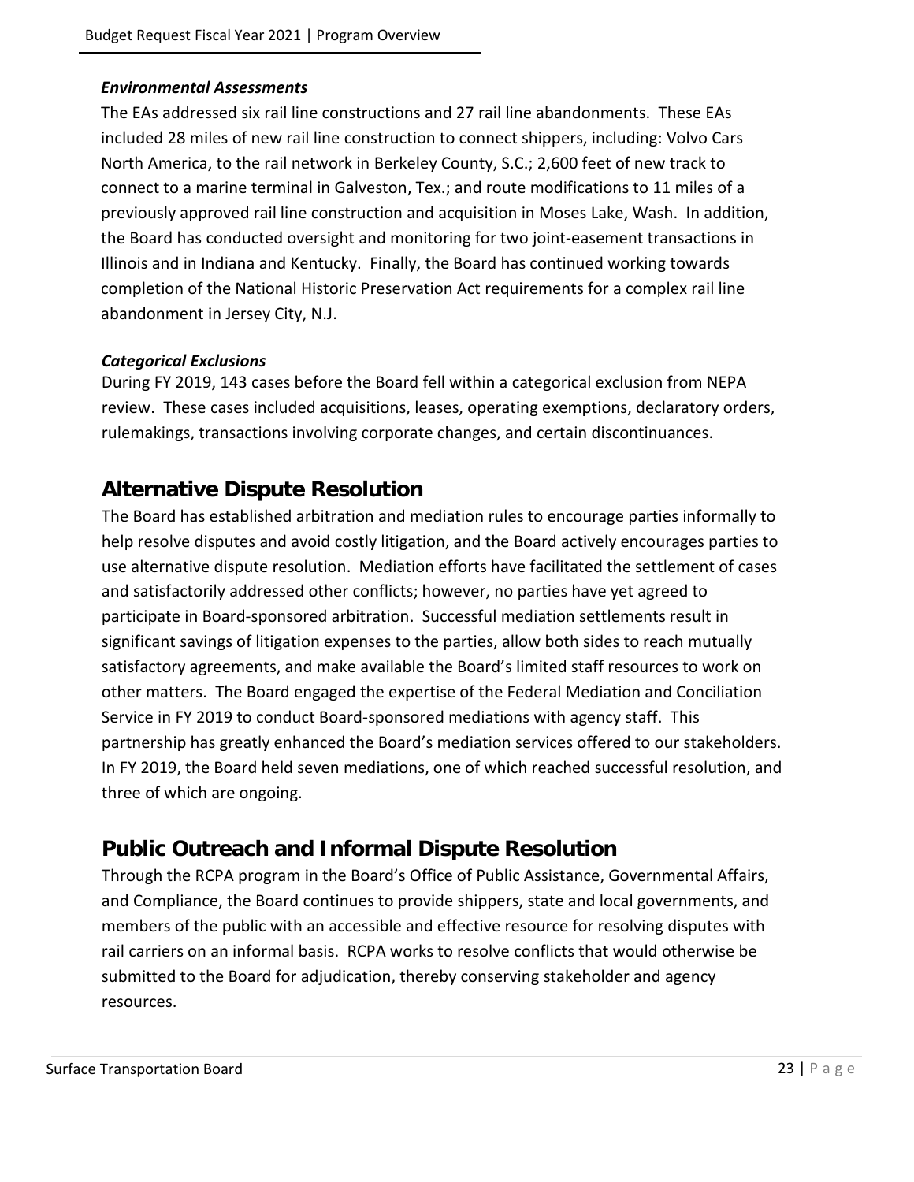*Environmental Assessments*

The EAs addressed six rail line constructions and 27 rail line abandonments. These EAs included 28 miles of new rail line construction to connect shippers, including: Volvo Cars North America, to the rail network in Berkeley County, S.C.; 2,600 feet of new track to connect to a marine terminal in Galveston, Tex.; and route modifications to 11 miles of a previously approved rail line construction and acquisition in Moses Lake, Wash. In addition, the Board has conducted oversight and monitoring for two joint-easement transactions in Illinois and in Indiana and Kentucky. Finally, the Board has continued working towards completion of the National Historic Preservation Act requirements for a complex rail line abandonment in Jersey City, N.J.

*Categorical Exclusions*

During FY 2019, 143 cases before the Board fell within a categorical exclusion from NEPA review. These cases included acquisitions, leases, operating exemptions, declaratory orders, rulemakings, transactions involving corporate changes, and certain discontinuances.

## Alternative Dispute Resolution

The Board has established arbitration and mediation rules to encourage parties informally to help resolve disputes and avoid costly litigation, and the Board actively encourages parties to use alternative dispute resolution. Mediation efforts have facilitated the settlement of cases and satisfactorily addressed other conflicts; however, no parties have yet agreed to participate in Board-sponsored arbitration. Successful mediation settlements result in significant savings of litigation expenses to the parties, allow both sides to reach mutually satisfactory agreements, and make available the Board's limited staff resources to work on other matters. The Board engaged the expertise of the Federal Mediation and Conciliation Service in FY 2019 to conduct Board-sponsored mediations with agency staff. This partnership has greatly enhanced the Board's mediation services offered to our stakeholders. In FY 2019, the Board held seven mediations, one of which reached successful resolution, and three of which are ongoing.

## Public Outreach and Informal Dispute Resolution

Through the RCPA program in the Board's Office of Public Assistance, Governmental Affairs, and Compliance, the Board continues to provide shippers, state and local governments, and members of the public with an accessible and effective resource for resolving disputes with rail carriers on an informal basis. RCPA works to resolve conflicts that would otherwise be submitted to the Board for adjudication, thereby conserving stakeholder and agency resources.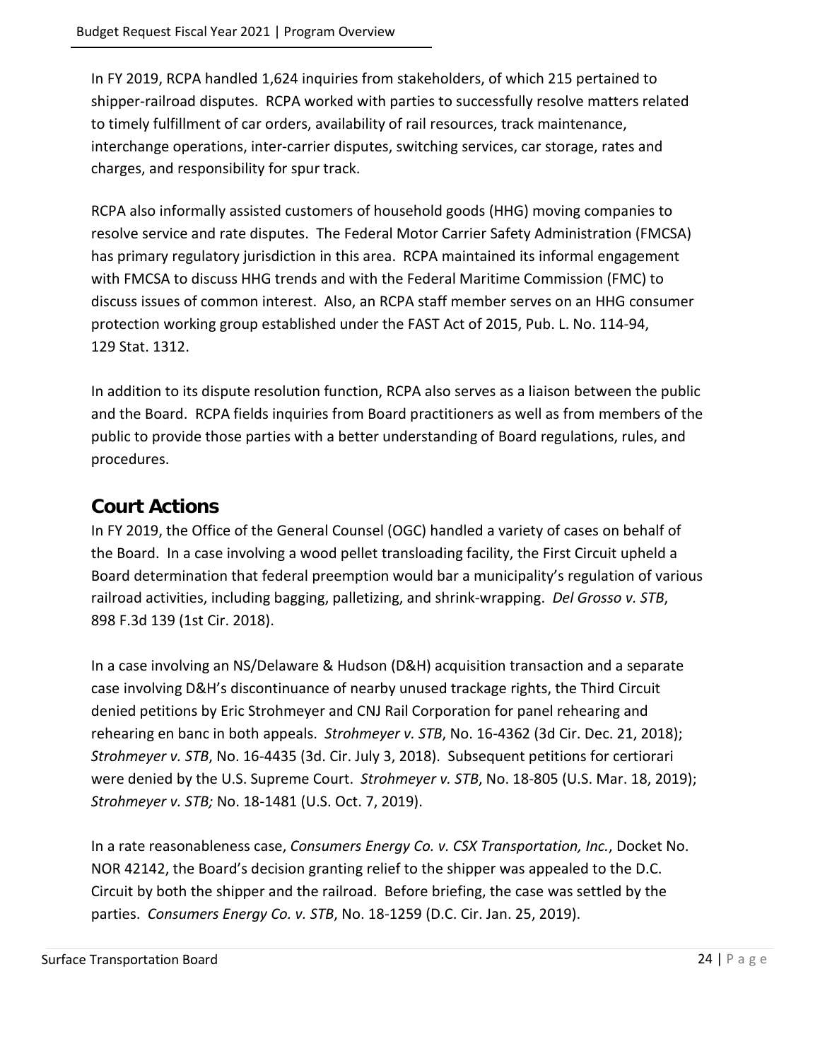In FY 2019, RCPA handled 1,624 inquiries from stakeholders, of which 215 pertained to shipper-railroad disputes. RCPA worked with parties to successfully resolve matters related to timely fulfillment of car orders, availability of rail resources, track maintenance, interchange operations, inter-carrier disputes, switching services, car storage, rates and charges, and responsibility for spur track.

RCPA also informally assisted customers of household goods (HHG) moving companies to resolve service and rate disputes. The Federal Motor Carrier Safety Administration (FMCSA) has primary regulatory jurisdiction in this area. RCPA maintained its informal engagement with FMCSA to discuss HHG trends and with the Federal Maritime Commission (FMC) to discuss issues of common interest. Also, an RCPA staff member serves on an HHG consumer protection working group established under the FAST Act of 2015, Pub. L. No. 114-94, 129 Stat. 1312.

In addition to its dispute resolution function, RCPA also serves as a liaison between the public and the Board. RCPA fields inquiries from Board practitioners as well as from members of the public to provide those parties with a better understanding of Board regulations, rules, and procedures.

## Court Actions

In FY 2019, the Office of the General Counsel (OGC) handled a variety of cases on behalf of the Board. In a case involving a wood pellet transloading facility, the First Circuit upheld a Board determination that federal preemption would bar a municipality's regulation of various railroad activities, including bagging, palletizing, and shrink-wrapping. *Del Grosso v. STB*, 898 F.3d 139 (1st Cir. 2018).

In a case involving an NS/Delaware & Hudson (D&H) acquisition transaction and a separate case involving D&H's discontinuance of nearby unused trackage rights, the Third Circuit denied petitions by Eric Strohmeyer and CNJ Rail Corporation for panel rehearing and rehearing en banc in both appeals. *Strohmeyer v. STB*, No. 16-4362 (3d Cir. Dec. 21, 2018); *Strohmeyer v. STB*, No. 16-4435 (3d. Cir. July 3, 2018). Subsequent petitions for certiorari were denied by the U.S. Supreme Court. *Strohmeyer v. STB*, No. 18-805 (U.S. Mar. 18, 2019); *Strohmeyer v. STB;* No. 18-1481 (U.S. Oct. 7, 2019).

In a rate reasonableness case, *Consumers Energy Co. v. CSX Transportation, Inc.*, Docket No. NOR 42142, the Board's decision granting relief to the shipper was appealed to the D.C. Circuit by both the shipper and the railroad. Before briefing, the case was settled by the parties. *Consumers Energy Co. v. STB*, No. 18-1259 (D.C. Cir. Jan. 25, 2019).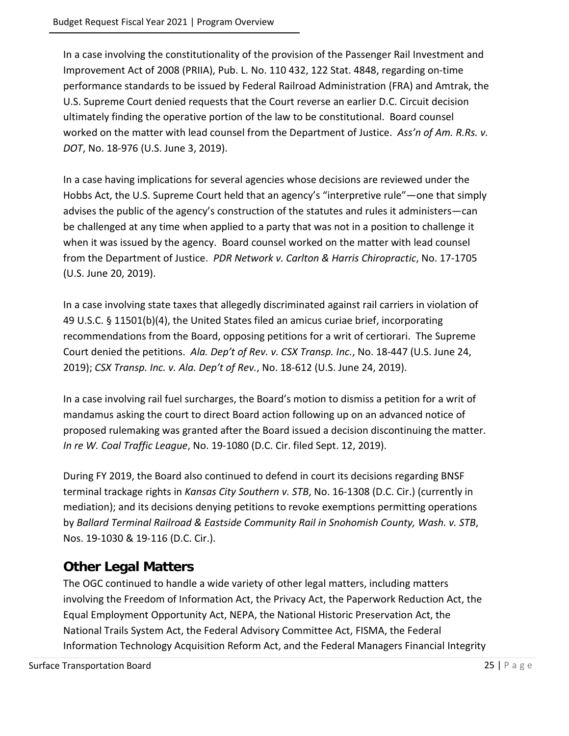In a case involving the constitutionality of the provision of the Passenger Rail Investment and Improvement Act of 2008 (PRIIA), Pub. L. No. 110 432, 122 Stat. 4848, regarding on-time performance standards to be issued by Federal Railroad Administration (FRA) and Amtrak, the U.S. Supreme Court denied requests that the Court reverse an earlier D.C. Circuit decision ultimately finding the operative portion of the law to be constitutional. Board counsel worked on the matter with lead counsel from the Department of Justice. *Ass'n of Am. R.Rs. v. DOT*, No. 18-976 (U.S. June 3, 2019).

In a case having implications for several agencies whose decisions are reviewed under the Hobbs Act, the U.S. Supreme Court held that an agency's "interpretive rule"—one that simply advises the public of the agency's construction of the statutes and rules it administers—can be challenged at any time when applied to a party that was not in a position to challenge it when it was issued by the agency. Board counsel worked on the matter with lead counsel from the Department of Justice. *PDR Network v. Carlton & Harris Chiropractic*, No. 17-1705 (U.S. June 20, 2019).

In a case involving state taxes that allegedly discriminated against rail carriers in violation of 49 U.S.C. § 11501(b)(4), the United States filed an amicus curiae brief, incorporating recommendations from the Board, opposing petitions for a writ of certiorari. The Supreme Court denied the petitions. *Ala. Dep't of Rev. v. CSX Transp. Inc.*, No. 18-447 (U.S. June 24, 2019); *CSX Transp. Inc. v. Ala. Dep't of Rev.*, No. 18-612 (U.S. June 24, 2019).

In a case involving rail fuel surcharges, the Board's motion to dismiss a petition for a writ of mandamus asking the court to direct Board action following up on an advanced notice of proposed rulemaking was granted after the Board issued a decision discontinuing the matter. *In re W. Coal Traffic League*, No. 19-1080 (D.C. Cir. filed Sept. 12, 2019).

During FY 2019, the Board also continued to defend in court its decisions regarding BNSF terminal trackage rights in *Kansas City Southern v. STB*, No. 16-1308 (D.C. Cir.) (currently in mediation); and its decisions denying petitions to revoke exemptions permitting operations by *Ballard Terminal Railroad & Eastside Community Rail in Snohomish County, Wash. v. STB*, Nos. 19-1030 & 19-116 (D.C. Cir.).

## Other Legal Matters

The OGC continued to handle a wide variety of other legal matters, including matters involving the Freedom of Information Act, the Privacy Act, the Paperwork Reduction Act, the Equal Employment Opportunity Act, NEPA, the National Historic Preservation Act, the National Trails System Act, the Federal Advisory Committee Act, FISMA, the Federal Information Technology Acquisition Reform Act, and the Federal Managers Financial Integrity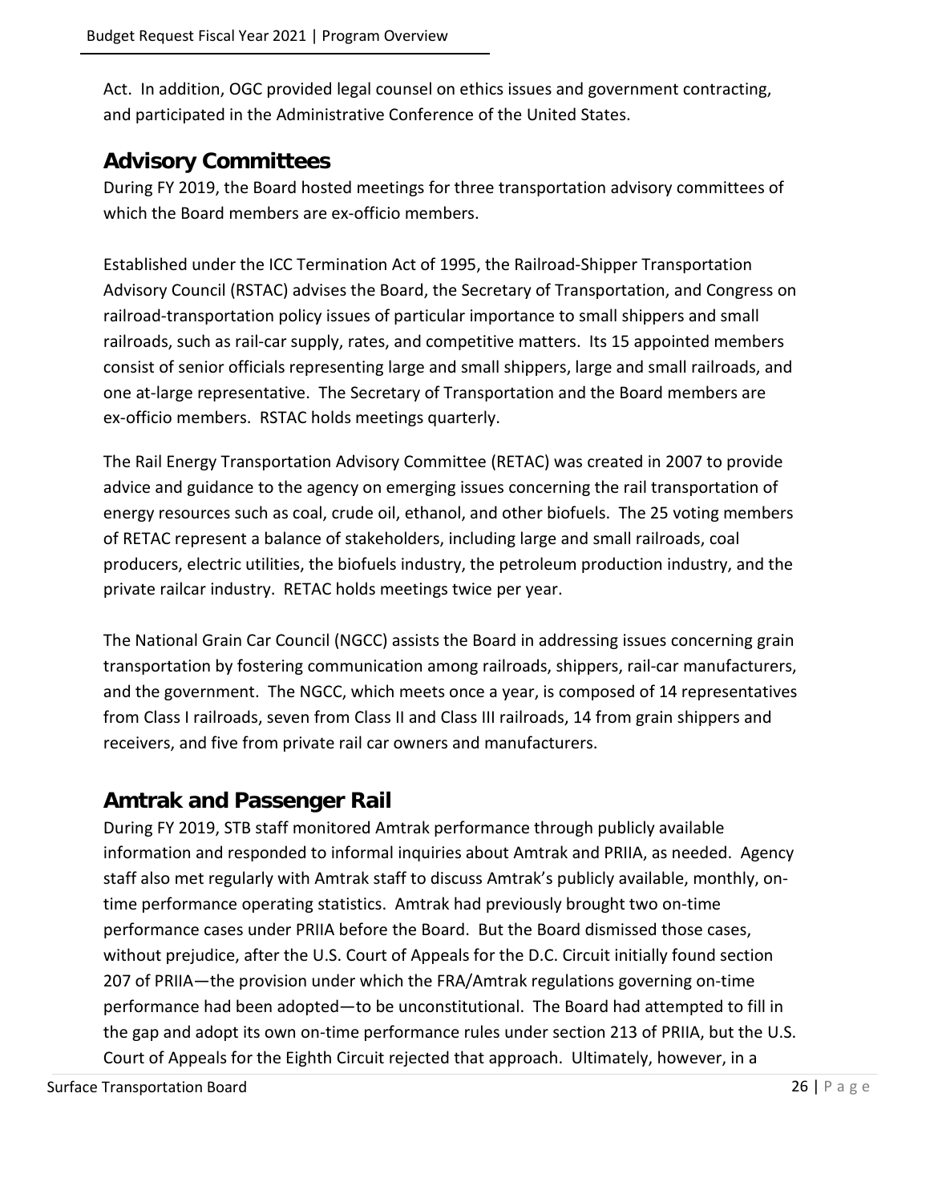Act. In addition, OGC provided legal counsel on ethics issues and government contracting, and participated in the Administrative Conference of the United States.

## Advisory Committees

During FY 2019, the Board hosted meetings for three transportation advisory committees of which the Board members are ex-officio members.

Established under the ICC Termination Act of 1995, the Railroad-Shipper Transportation Advisory Council (RSTAC) advises the Board, the Secretary of Transportation, and Congress on railroad-transportation policy issues of particular importance to small shippers and small railroads, such as rail-car supply, rates, and competitive matters. Its 15 appointed members consist of senior officials representing large and small shippers, large and small railroads, and one at-large representative. The Secretary of Transportation and the Board members are ex-officio members. RSTAC holds meetings quarterly.

The Rail Energy Transportation Advisory Committee (RETAC) was created in 2007 to provide advice and guidance to the agency on emerging issues concerning the rail transportation of energy resources such as coal, crude oil, ethanol, and other biofuels. The 25 voting members of RETAC represent a balance of stakeholders, including large and small railroads, coal producers, electric utilities, the biofuels industry, the petroleum production industry, and the private railcar industry. RETAC holds meetings twice per year.

The National Grain Car Council (NGCC) assists the Board in addressing issues concerning grain transportation by fostering communication among railroads, shippers, rail-car manufacturers, and the government. The NGCC, which meets once a year, is composed of 14 representatives from Class I railroads, seven from Class II and Class III railroads, 14 from grain shippers and receivers, and five from private rail car owners and manufacturers.

## Amtrak and Passenger Rail

During FY 2019, STB staff monitored Amtrak performance through publicly available information and responded to informal inquiries about Amtrak and PRIIA, as needed. Agency staff also met regularly with Amtrak staff to discuss Amtrak's publicly available, monthly, on-time performance operating statistics. Amtrak had previously brought two on-time performance cases under PRIIA before the Board. But the Board dismissed those cases, without prejudice, after the U.S. Court of Appeals for the D.C. Circuit initially found section 207 of PRIIA—the provision under which the FRA/Amtrak regulations governing on-time performance had been adopted—to be unconstitutional. The Board had attempted to fill in the gap and adopt its own on-time performance rules under section 213 of PRIIA, but the U.S. Court of Appeals for the Eighth Circuit rejected that approach. Ultimately, however, in a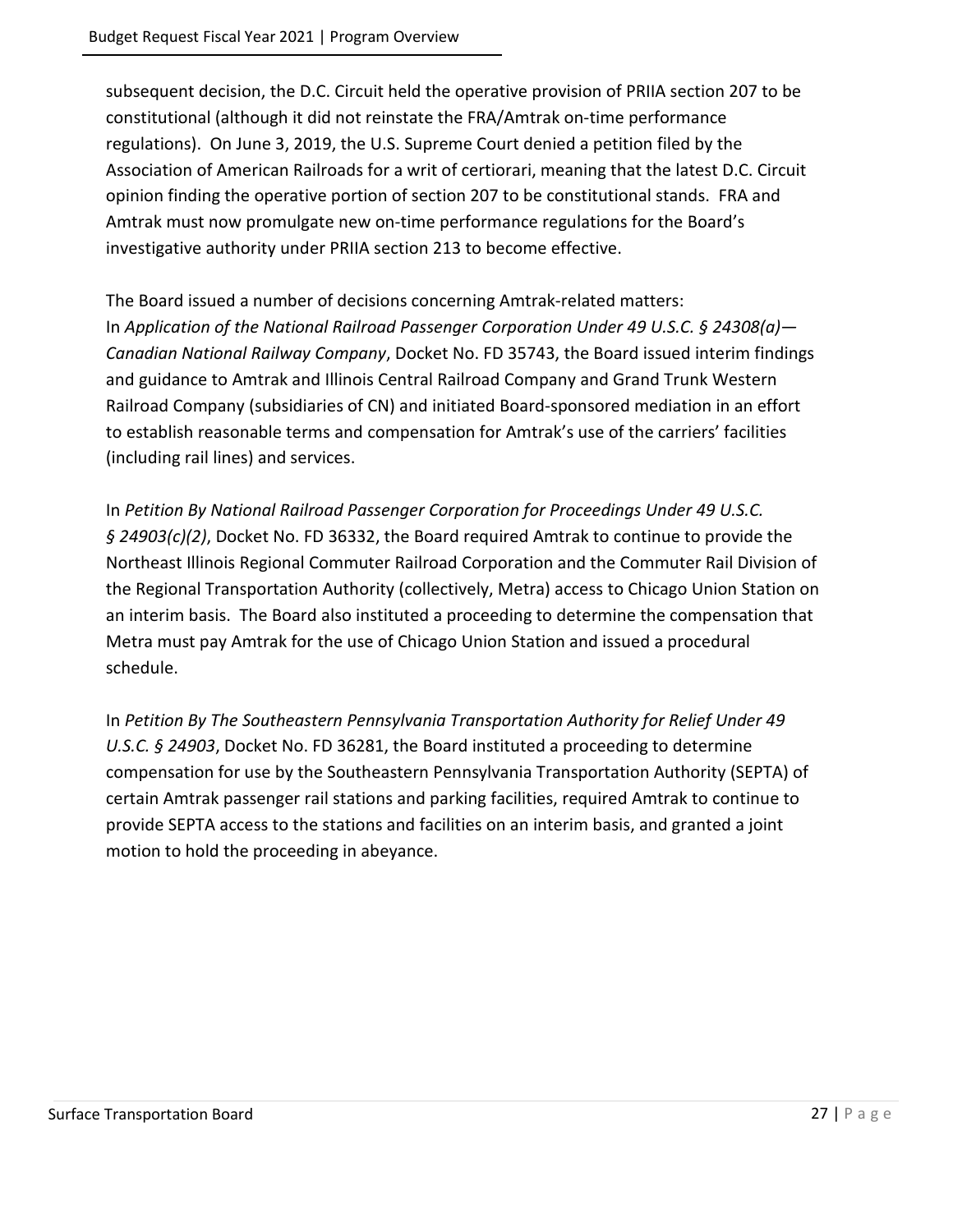subsequent decision, the D.C. Circuit held the operative provision of PRIIA section 207 to be constitutional (although it did not reinstate the FRA/Amtrak on-time performance regulations). On June 3, 2019, the U.S. Supreme Court denied a petition filed by the Association of American Railroads for a writ of certiorari, meaning that the latest D.C. Circuit opinion finding the operative portion of section 207 to be constitutional stands. FRA and Amtrak must now promulgate new on-time performance regulations for the Board's investigative authority under PRIIA section 213 to become effective.

The Board issued a number of decisions concerning Amtrak-related matters:
In *Application of the National Railroad Passenger Corporation Under 49 U.S.C. § 24308(a)—Canadian National Railway Company*, Docket No. FD 35743, the Board issued interim findings and guidance to Amtrak and Illinois Central Railroad Company and Grand Trunk Western Railroad Company (subsidiaries of CN) and initiated Board-sponsored mediation in an effort to establish reasonable terms and compensation for Amtrak's use of the carriers' facilities (including rail lines) and services.

In *Petition By National Railroad Passenger Corporation for Proceedings Under 49 U.S.C. § 24903(c)(2)*, Docket No. FD 36332, the Board required Amtrak to continue to provide the Northeast Illinois Regional Commuter Railroad Corporation and the Commuter Rail Division of the Regional Transportation Authority (collectively, Metra) access to Chicago Union Station on an interim basis. The Board also instituted a proceeding to determine the compensation that Metra must pay Amtrak for the use of Chicago Union Station and issued a procedural schedule.

In *Petition By The Southeastern Pennsylvania Transportation Authority for Relief Under 49 U.S.C. § 24903*, Docket No. FD 36281, the Board instituted a proceeding to determine compensation for use by the Southeastern Pennsylvania Transportation Authority (SEPTA) of certain Amtrak passenger rail stations and parking facilities, required Amtrak to continue to provide SEPTA access to the stations and facilities on an interim basis, and granted a joint motion to hold the proceeding in abeyance.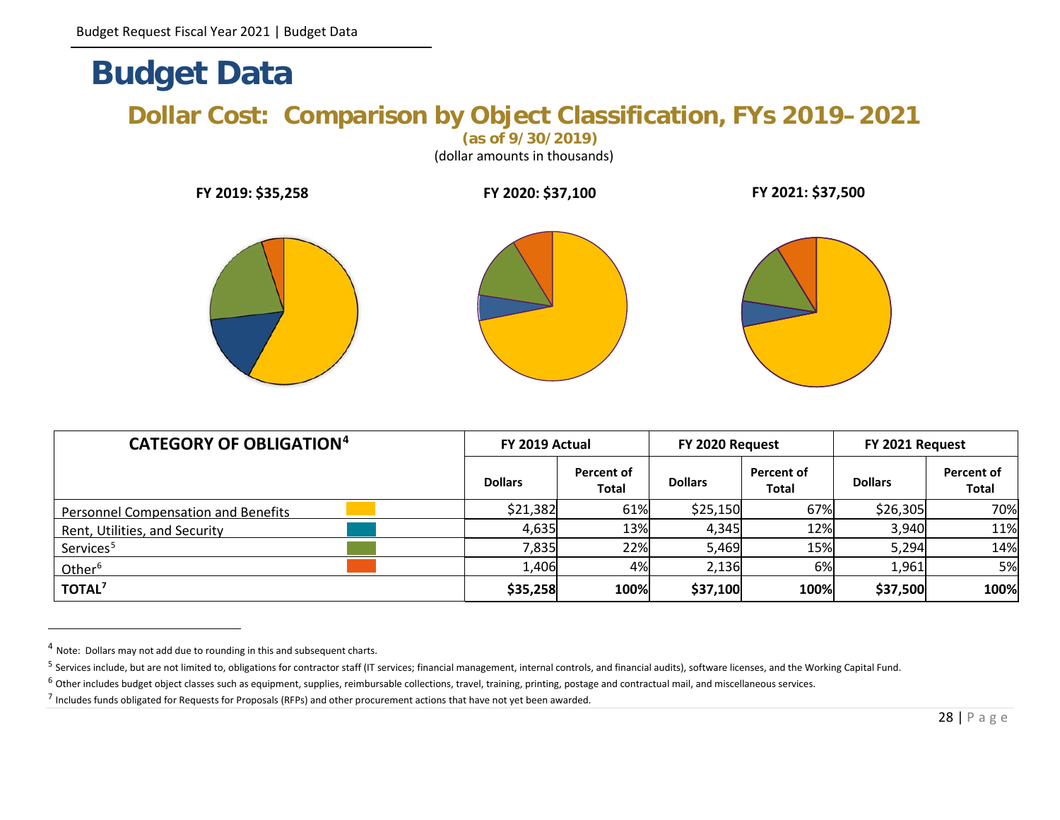# Budget Data

## Dollar Cost: Comparison by Object Classification, FYs 2019–2021

**(as of 9/30/2019)**

(dollar amounts in thousands)

**FY 2019: $35,258** **FY 2020: $37,100** **FY 2021: $37,500**

| CATEGORY OF OBLIGATION[4] | FY 2019 Actual | | FY 2020 Request | | FY 2021 Request | |
|---|---|---|---|---|---|---|
| | Dollars | Percent of Total | Dollars | Percent of Total | Dollars | Percent of Total |
| Personnel Compensation and Benefits | $21,382 | 61% | $25,150 | 67% | $26,305 | 70% |
| Rent, Utilities, and Security | 4,635 | 13% | 4,345 | 12% | 3,940 | 11% |
| Services[5] | 7,835 | 22% | 5,469 | 15% | 5,294 | 14% |
| Other[6] | 1,406 | 4% | 2,136 | 6% | 1,961 | 5% |
| **TOTAL[7]** | **$35,258** | **100%** | **$37,100** | **100%** | **$37,500** | **100%** |

---

[4] Note: Dollars may not add due to rounding in this and subsequent charts.

[5] Services include, but are not limited to, obligations for contractor staff (IT services; financial management, internal controls, and financial audits), software licenses, and the Working Capital Fund.

[6] Other includes budget object classes such as equipment, supplies, reimbursable collections, travel, training, printing, postage and contractual mail, and miscellaneous services.

[7] Includes funds obligated for Requests for Proposals (RFPs) and other procurement actions that have not yet been awarded.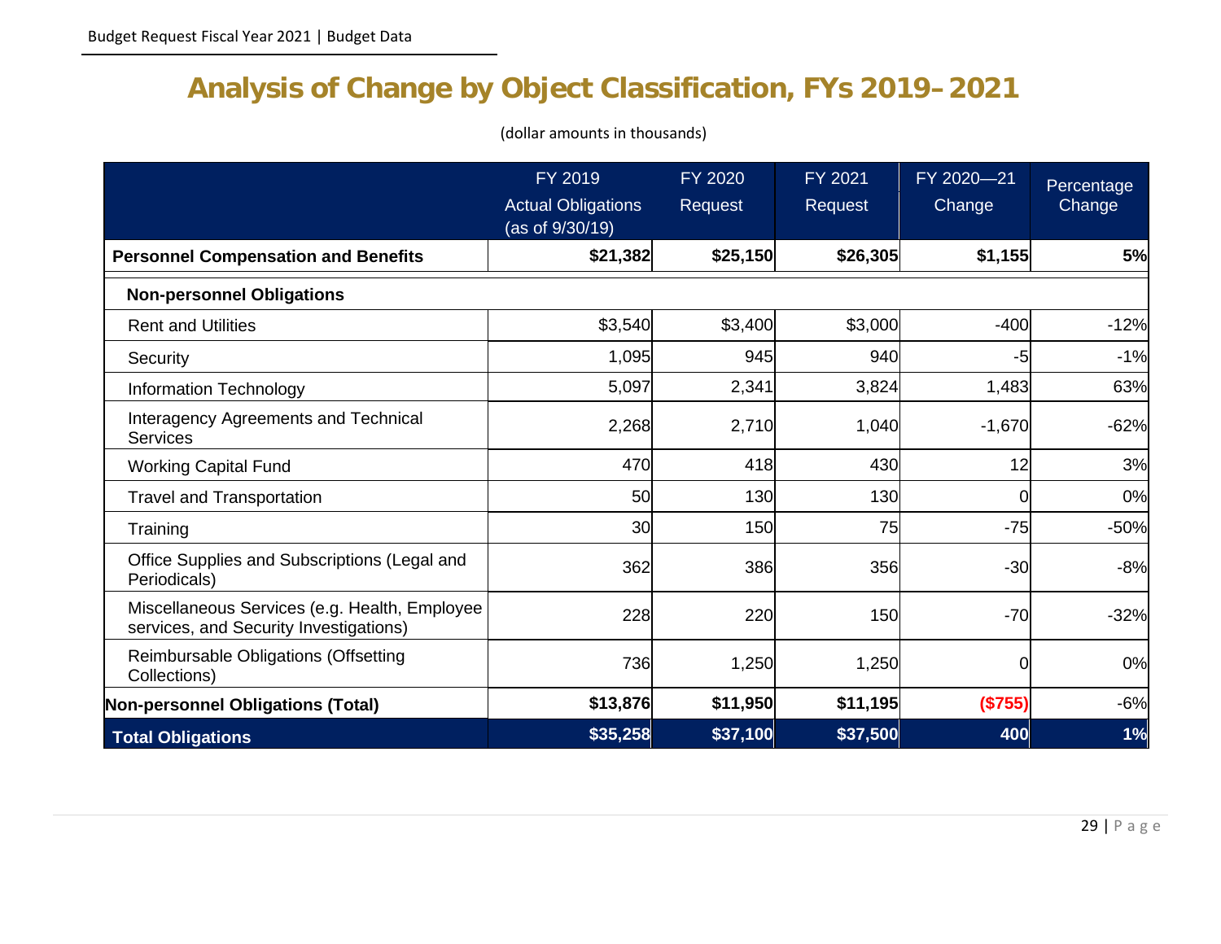# Analysis of Change by Object Classification, FYs 2019–2021

(dollar amounts in thousands)

| | FY 2019 Actual Obligations (as of 9/30/19) | FY 2020 Request | FY 2021 Request | FY 2020—21 Change | Percentage Change |
|---|---|---|---|---|---|
| **Personnel Compensation and Benefits** | **$21,382** | **$25,150** | **$26,305** | **$1,155** | **5%** |
| **Non-personnel Obligations** | | | | | |
| Rent and Utilities | $3,540 | $3,400 | $3,000 | -400 | -12% |
| Security | 1,095 | 945 | 940 | -5 | -1% |
| Information Technology | 5,097 | 2,341 | 3,824 | 1,483 | 63% |
| Interagency Agreements and Technical Services | 2,268 | 2,710 | 1,040 | -1,670 | -62% |
| Working Capital Fund | 470 | 418 | 430 | 12 | 3% |
| Travel and Transportation | 50 | 130 | 130 | 0 | 0% |
| Training | 30 | 150 | 75 | -75 | -50% |
| Office Supplies and Subscriptions (Legal and Periodicals) | 362 | 386 | 356 | -30 | -8% |
| Miscellaneous Services (e.g. Health, Employee services, and Security Investigations) | 228 | 220 | 150 | -70 | -32% |
| Reimbursable Obligations (Offsetting Collections) | 736 | 1,250 | 1,250 | 0 | 0% |
| **Non-personnel Obligations (Total)** | **$13,876** | **$11,950** | **$11,195** | **($755)** | -6% |
| **Total Obligations** | **$35,258** | **$37,100** | **$37,500** | **400** | **1%** |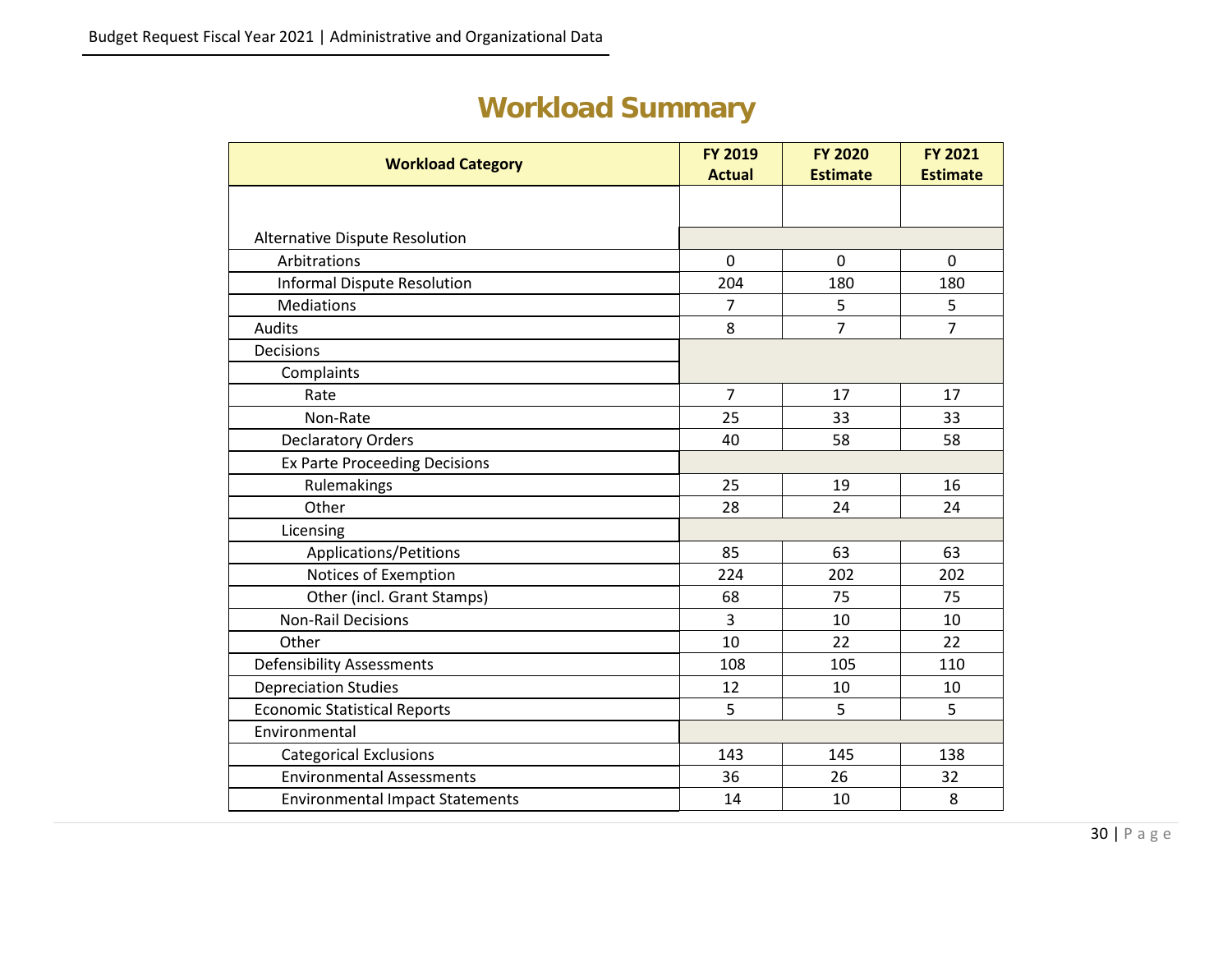# Workload Summary

| Workload Category | FY 2019 Actual | FY 2020 Estimate | FY 2021 Estimate |
|---|---|---|---|
| Alternative Dispute Resolution | | | |
| Arbitrations | 0 | 0 | 0 |
| Informal Dispute Resolution | 204 | 180 | 180 |
| Mediations | 7 | 5 | 5 |
| Audits | 8 | 7 | 7 |
| Decisions | | | |
| Complaints | | | |
| Rate | 7 | 17 | 17 |
| Non-Rate | 25 | 33 | 33 |
| Declaratory Orders | 40 | 58 | 58 |
| Ex Parte Proceeding Decisions | | | |
| Rulemakings | 25 | 19 | 16 |
| Other | 28 | 24 | 24 |
| Licensing | | | |
| Applications/Petitions | 85 | 63 | 63 |
| Notices of Exemption | 224 | 202 | 202 |
| Other (incl. Grant Stamps) | 68 | 75 | 75 |
| Non-Rail Decisions | 3 | 10 | 10 |
| Other | 10 | 22 | 22 |
| Defensibility Assessments | 108 | 105 | 110 |
| Depreciation Studies | 12 | 10 | 10 |
| Economic Statistical Reports | 5 | 5 | 5 |
| Environmental | | | |
| Categorical Exclusions | 143 | 145 | 138 |
| Environmental Assessments | 36 | 26 | 32 |
| Environmental Impact Statements | 14 | 10 | 8 |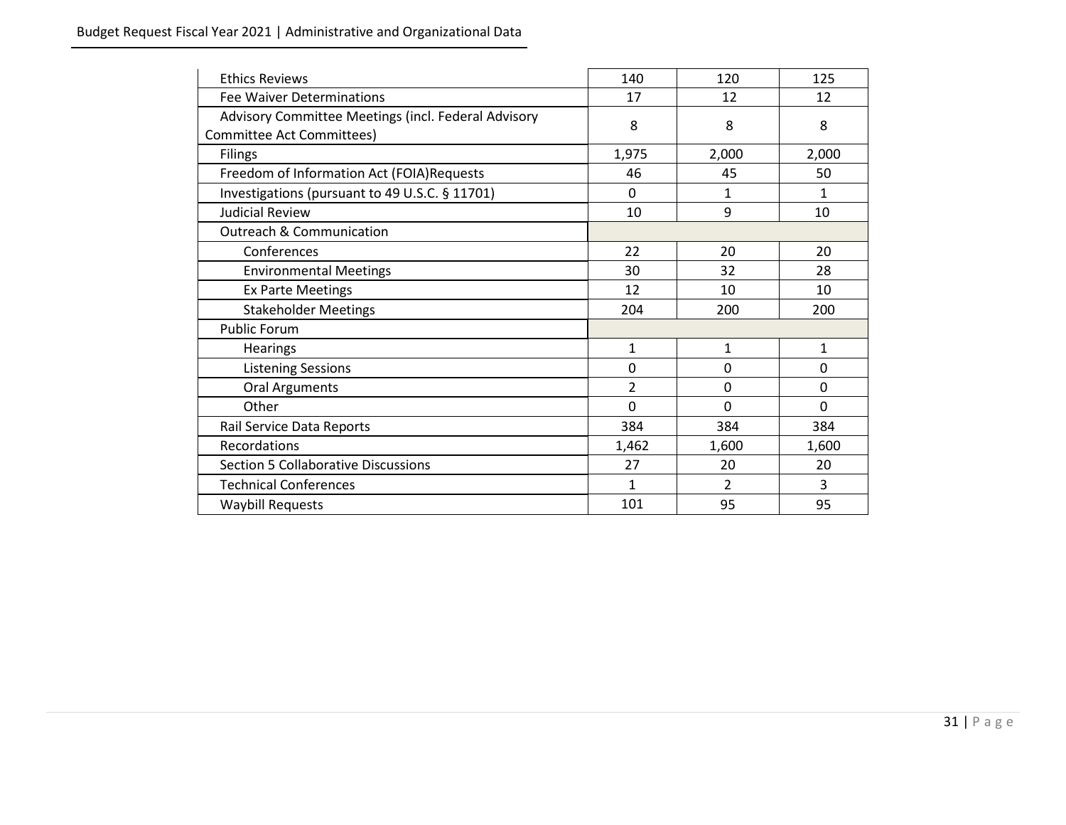| | | | |
|---|---|---|---|
| Ethics Reviews | 140 | 120 | 125 |
| Fee Waiver Determinations | 17 | 12 | 12 |
| Advisory Committee Meetings (incl. Federal Advisory Committee Act Committees) | 8 | 8 | 8 |
| Filings | 1,975 | 2,000 | 2,000 |
| Freedom of Information Act (FOIA)Requests | 46 | 45 | 50 |
| Investigations (pursuant to 49 U.S.C. § 11701) | 0 | 1 | 1 |
| Judicial Review | 10 | 9 | 10 |
| Outreach & Communication | | | |
| Conferences | 22 | 20 | 20 |
| Environmental Meetings | 30 | 32 | 28 |
| Ex Parte Meetings | 12 | 10 | 10 |
| Stakeholder Meetings | 204 | 200 | 200 |
| Public Forum | | | |
| Hearings | 1 | 1 | 1 |
| Listening Sessions | 0 | 0 | 0 |
| Oral Arguments | 2 | 0 | 0 |
| Other | 0 | 0 | 0 |
| Rail Service Data Reports | 384 | 384 | 384 |
| Recordations | 1,462 | 1,600 | 1,600 |
| Section 5 Collaborative Discussions | 27 | 20 | 20 |
| Technical Conferences | 1 | 2 | 3 |
| Waybill Requests | 101 | 95 | 95 |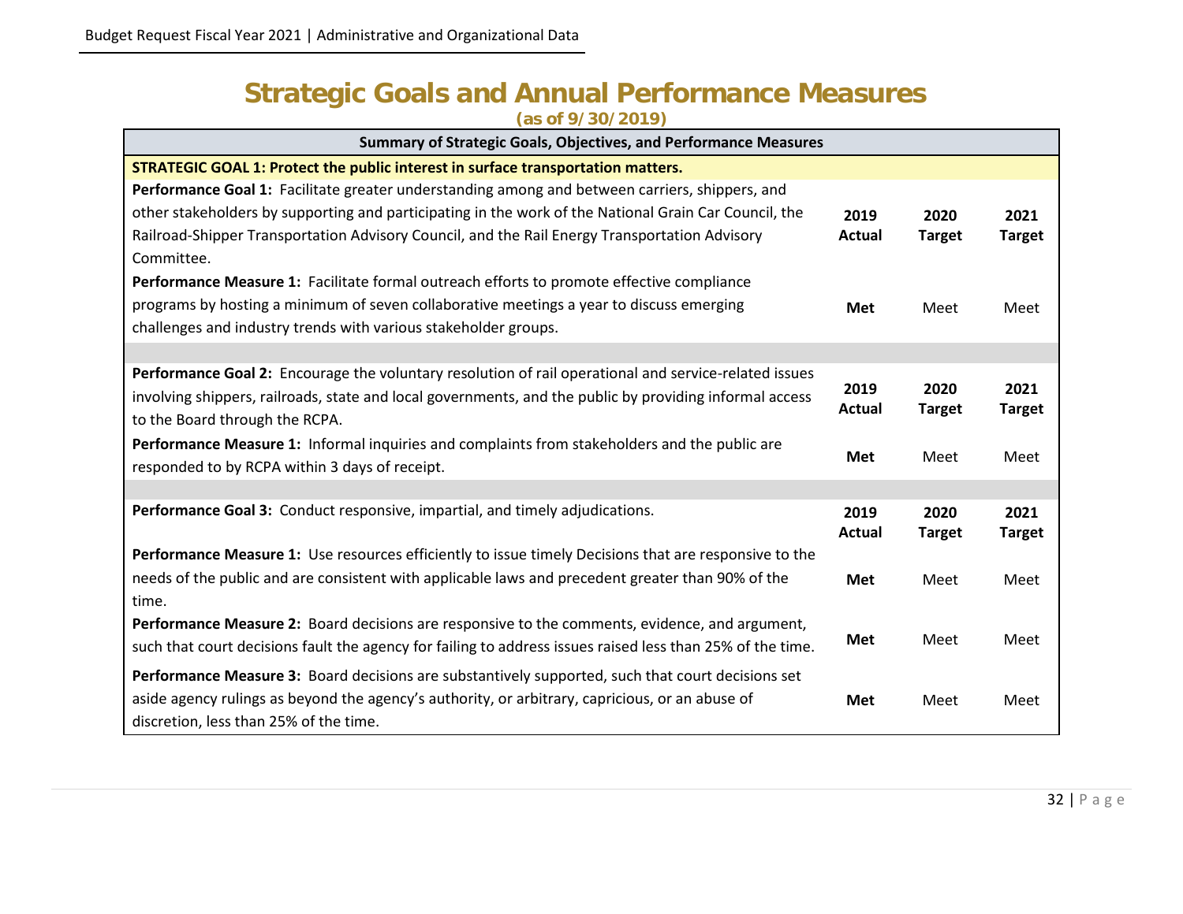# Strategic Goals and Annual Performance Measures

**(as of 9/30/2019)**

| Summary of Strategic Goals, Objectives, and Performance Measures | | | |
|---|---|---|---|
| **STRATEGIC GOAL 1: Protect the public interest in surface transportation matters.** | | | |
| **Performance Goal 1:** Facilitate greater understanding among and between carriers, shippers, and other stakeholders by supporting and participating in the work of the National Grain Car Council, the Railroad-Shipper Transportation Advisory Council, and the Rail Energy Transportation Advisory Committee. | **2019 Actual** | **2020 Target** | **2021 Target** |
| **Performance Measure 1:** Facilitate formal outreach efforts to promote effective compliance programs by hosting a minimum of seven collaborative meetings a year to discuss emerging challenges and industry trends with various stakeholder groups. | **Met** | Meet | Meet |
| | | | |
| **Performance Goal 2:** Encourage the voluntary resolution of rail operational and service-related issues involving shippers, railroads, state and local governments, and the public by providing informal access to the Board through the RCPA. | **2019 Actual** | **2020 Target** | **2021 Target** |
| **Performance Measure 1:** Informal inquiries and complaints from stakeholders and the public are responded to by RCPA within 3 days of receipt. | **Met** | Meet | Meet |
| | | | |
| **Performance Goal 3:** Conduct responsive, impartial, and timely adjudications. | **2019 Actual** | **2020 Target** | **2021 Target** |
| **Performance Measure 1:** Use resources efficiently to issue timely Decisions that are responsive to the needs of the public and are consistent with applicable laws and precedent greater than 90% of the time. | **Met** | Meet | Meet |
| **Performance Measure 2:** Board decisions are responsive to the comments, evidence, and argument, such that court decisions fault the agency for failing to address issues raised less than 25% of the time. | **Met** | Meet | Meet |
| **Performance Measure 3:** Board decisions are substantively supported, such that court decisions set aside agency rulings as beyond the agency's authority, or arbitrary, capricious, or an abuse of discretion, less than 25% of the time. | **Met** | Meet | Meet |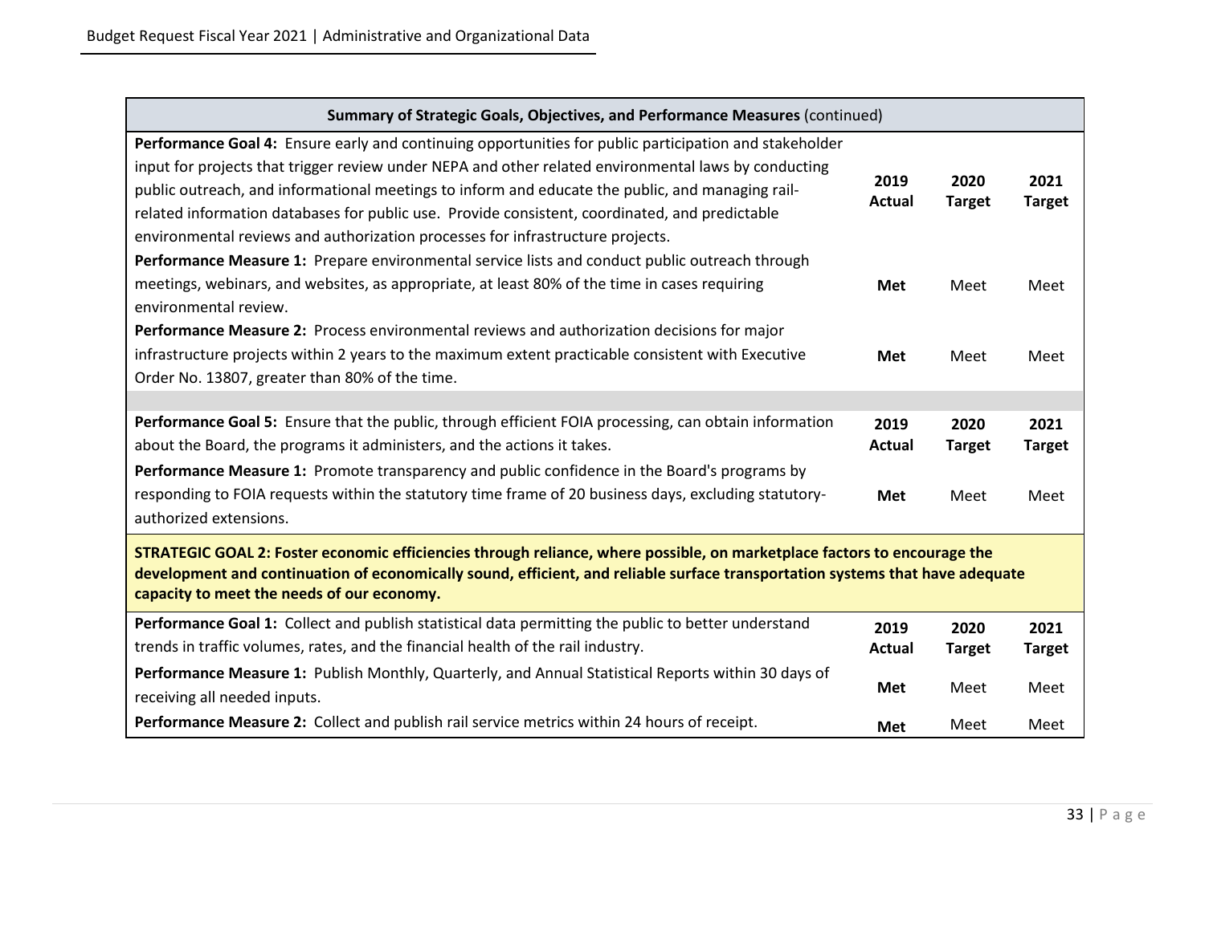| **Summary of Strategic Goals, Objectives, and Performance Measures** (continued) | | | |
|---|---|---|---|
| **Performance Goal 4:** Ensure early and continuing opportunities for public participation and stakeholder input for projects that trigger review under NEPA and other related environmental laws by conducting public outreach, and informational meetings to inform and educate the public, and managing rail-related information databases for public use. Provide consistent, coordinated, and predictable environmental reviews and authorization processes for infrastructure projects. | **2019 Actual** | **2020 Target** | **2021 Target** |
| **Performance Measure 1:** Prepare environmental service lists and conduct public outreach through meetings, webinars, and websites, as appropriate, at least 80% of the time in cases requiring environmental review. | **Met** | Meet | Meet |
| **Performance Measure 2:** Process environmental reviews and authorization decisions for major infrastructure projects within 2 years to the maximum extent practicable consistent with Executive Order No. 13807, greater than 80% of the time. | **Met** | Meet | Meet |
| | | | |
| **Performance Goal 5:** Ensure that the public, through efficient FOIA processing, can obtain information about the Board, the programs it administers, and the actions it takes. | **2019 Actual** | **2020 Target** | **2021 Target** |
| **Performance Measure 1:** Promote transparency and public confidence in the Board's programs by responding to FOIA requests within the statutory time frame of 20 business days, excluding statutory-authorized extensions. | **Met** | Meet | Meet |
| **STRATEGIC GOAL 2: Foster economic efficiencies through reliance, where possible, on marketplace factors to encourage the development and continuation of economically sound, efficient, and reliable surface transportation systems that have adequate capacity to meet the needs of our economy.** | | | |
| **Performance Goal 1:** Collect and publish statistical data permitting the public to better understand trends in traffic volumes, rates, and the financial health of the rail industry. | **2019 Actual** | **2020 Target** | **2021 Target** |
| **Performance Measure 1:** Publish Monthly, Quarterly, and Annual Statistical Reports within 30 days of receiving all needed inputs. | **Met** | Meet | Meet |
| **Performance Measure 2:** Collect and publish rail service metrics within 24 hours of receipt. | **Met** | Meet | Meet |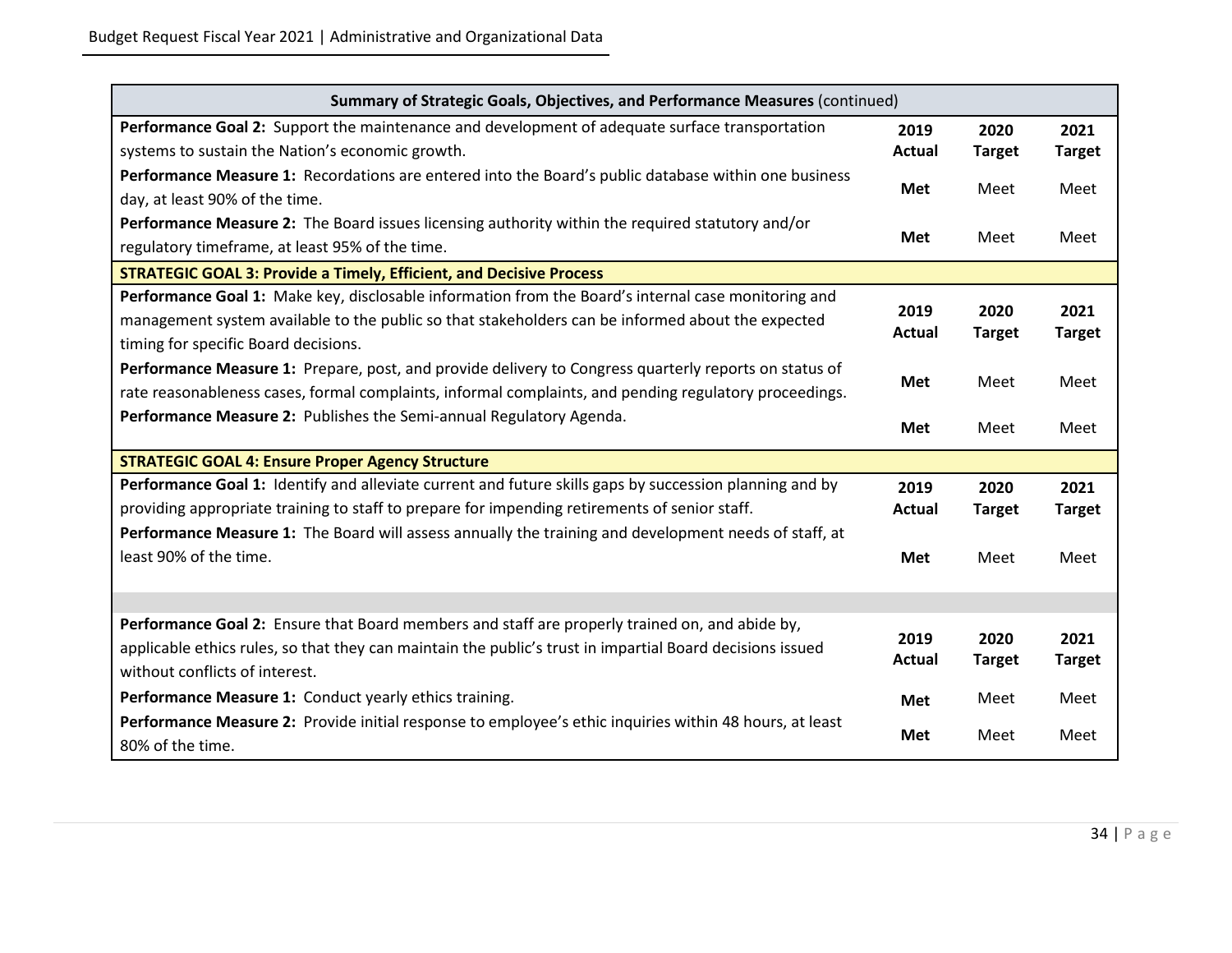| Summary of Strategic Goals, Objectives, and Performance Measures (continued) | | | |
|---|---|---|---|
| **Performance Goal 2:** Support the maintenance and development of adequate surface transportation systems to sustain the Nation's economic growth. | **2019 Actual** | **2020 Target** | **2021 Target** |
| **Performance Measure 1:** Recordations are entered into the Board's public database within one business day, at least 90% of the time. | **Met** | Meet | Meet |
| **Performance Measure 2:** The Board issues licensing authority within the required statutory and/or regulatory timeframe, at least 95% of the time. | **Met** | Meet | Meet |
| **STRATEGIC GOAL 3: Provide a Timely, Efficient, and Decisive Process** | | | |
| **Performance Goal 1:** Make key, disclosable information from the Board's internal case monitoring and management system available to the public so that stakeholders can be informed about the expected timing for specific Board decisions. | **2019 Actual** | **2020 Target** | **2021 Target** |
| **Performance Measure 1:** Prepare, post, and provide delivery to Congress quarterly reports on status of rate reasonableness cases, formal complaints, informal complaints, and pending regulatory proceedings. | **Met** | Meet | Meet |
| **Performance Measure 2:** Publishes the Semi-annual Regulatory Agenda. | **Met** | Meet | Meet |
| **STRATEGIC GOAL 4: Ensure Proper Agency Structure** | | | |
| **Performance Goal 1:** Identify and alleviate current and future skills gaps by succession planning and by providing appropriate training to staff to prepare for impending retirements of senior staff. | **2019 Actual** | **2020 Target** | **2021 Target** |
| **Performance Measure 1:** The Board will assess annually the training and development needs of staff, at least 90% of the time. | **Met** | Meet | Meet |
| | | | |
| **Performance Goal 2:** Ensure that Board members and staff are properly trained on, and abide by, applicable ethics rules, so that they can maintain the public's trust in impartial Board decisions issued without conflicts of interest. | **2019 Actual** | **2020 Target** | **2021 Target** |
| **Performance Measure 1:** Conduct yearly ethics training. | **Met** | Meet | Meet |
| **Performance Measure 2:** Provide initial response to employee's ethic inquiries within 48 hours, at least 80% of the time. | **Met** | Meet | Meet |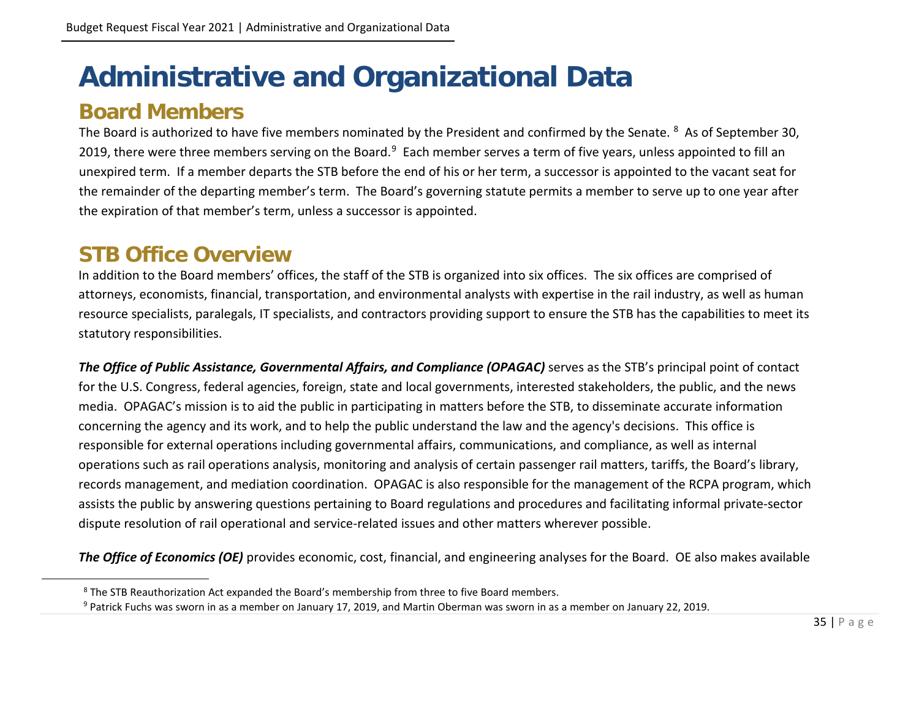# Administrative and Organizational Data

## Board Members

The Board is authorized to have five members nominated by the President and confirmed by the Senate. [8] As of September 30, 2019, there were three members serving on the Board.[9] Each member serves a term of five years, unless appointed to fill an unexpired term. If a member departs the STB before the end of his or her term, a successor is appointed to the vacant seat for the remainder of the departing member's term. The Board's governing statute permits a member to serve up to one year after the expiration of that member's term, unless a successor is appointed.

## STB Office Overview

In addition to the Board members' offices, the staff of the STB is organized into six offices. The six offices are comprised of attorneys, economists, financial, transportation, and environmental analysts with expertise in the rail industry, as well as human resource specialists, paralegals, IT specialists, and contractors providing support to ensure the STB has the capabilities to meet its statutory responsibilities.

***The Office of Public Assistance, Governmental Affairs, and Compliance (OPAGAC)*** serves as the STB's principal point of contact for the U.S. Congress, federal agencies, foreign, state and local governments, interested stakeholders, the public, and the news media. OPAGAC's mission is to aid the public in participating in matters before the STB, to disseminate accurate information concerning the agency and its work, and to help the public understand the law and the agency's decisions. This office is responsible for external operations including governmental affairs, communications, and compliance, as well as internal operations such as rail operations analysis, monitoring and analysis of certain passenger rail matters, tariffs, the Board's library, records management, and mediation coordination. OPAGAC is also responsible for the management of the RCPA program, which assists the public by answering questions pertaining to Board regulations and procedures and facilitating informal private-sector dispute resolution of rail operational and service-related issues and other matters wherever possible.

***The Office of Economics (OE)*** provides economic, cost, financial, and engineering analyses for the Board. OE also makes available

[8] The STB Reauthorization Act expanded the Board's membership from three to five Board members.

[9] Patrick Fuchs was sworn in as a member on January 17, 2019, and Martin Oberman was sworn in as a member on January 22, 2019.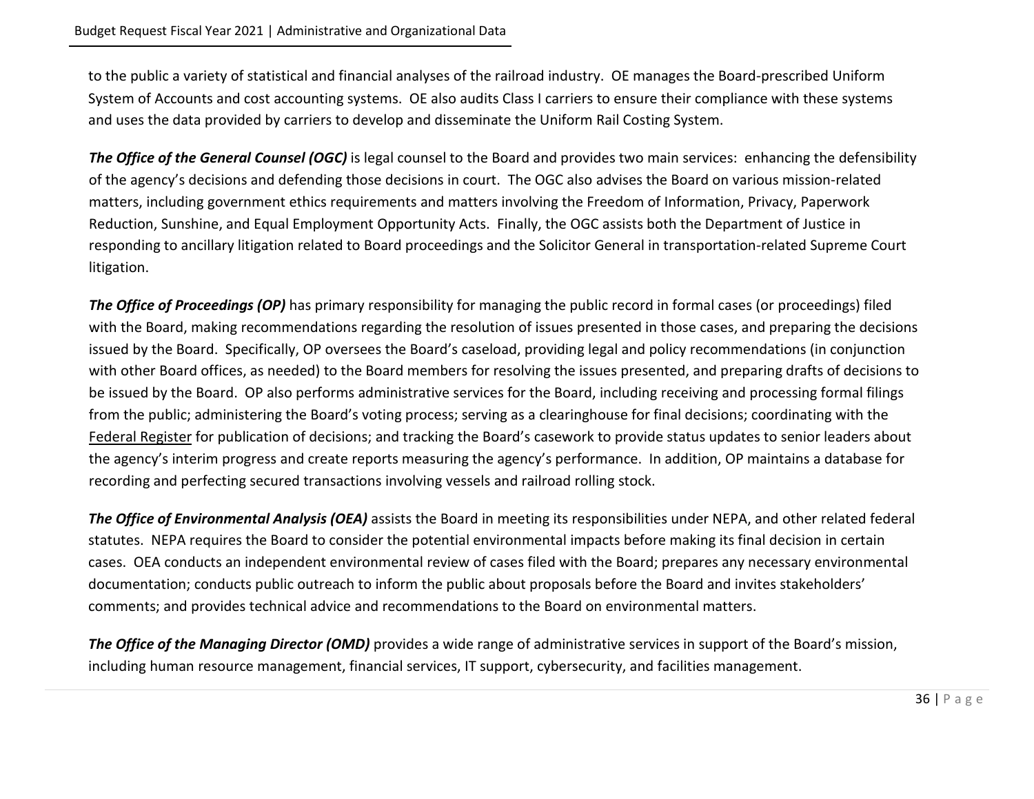to the public a variety of statistical and financial analyses of the railroad industry. OE manages the Board-prescribed Uniform System of Accounts and cost accounting systems. OE also audits Class I carriers to ensure their compliance with these systems and uses the data provided by carriers to develop and disseminate the Uniform Rail Costing System.

***The Office of the General Counsel (OGC)*** is legal counsel to the Board and provides two main services: enhancing the defensibility of the agency's decisions and defending those decisions in court. The OGC also advises the Board on various mission-related matters, including government ethics requirements and matters involving the Freedom of Information, Privacy, Paperwork Reduction, Sunshine, and Equal Employment Opportunity Acts. Finally, the OGC assists both the Department of Justice in responding to ancillary litigation related to Board proceedings and the Solicitor General in transportation-related Supreme Court litigation.

***The Office of Proceedings (OP)*** has primary responsibility for managing the public record in formal cases (or proceedings) filed with the Board, making recommendations regarding the resolution of issues presented in those cases, and preparing the decisions issued by the Board. Specifically, OP oversees the Board's caseload, providing legal and policy recommendations (in conjunction with other Board offices, as needed) to the Board members for resolving the issues presented, and preparing drafts of decisions to be issued by the Board. OP also performs administrative services for the Board, including receiving and processing formal filings from the public; administering the Board's voting process; serving as a clearinghouse for final decisions; coordinating with the Federal Register for publication of decisions; and tracking the Board's casework to provide status updates to senior leaders about the agency's interim progress and create reports measuring the agency's performance. In addition, OP maintains a database for recording and perfecting secured transactions involving vessels and railroad rolling stock.

***The Office of Environmental Analysis (OEA)*** assists the Board in meeting its responsibilities under NEPA, and other related federal statutes. NEPA requires the Board to consider the potential environmental impacts before making its final decision in certain cases. OEA conducts an independent environmental review of cases filed with the Board; prepares any necessary environmental documentation; conducts public outreach to inform the public about proposals before the Board and invites stakeholders' comments; and provides technical advice and recommendations to the Board on environmental matters.

***The Office of the Managing Director (OMD)*** provides a wide range of administrative services in support of the Board's mission, including human resource management, financial services, IT support, cybersecurity, and facilities management.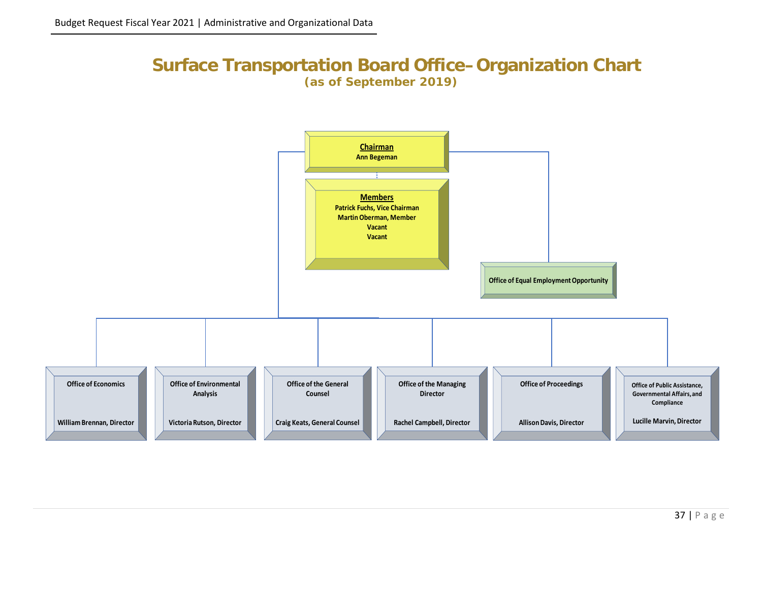# Surface Transportation Board Office– Organization Chart

**(as of September 2019)**

**Chairman**
Ann Begeman

**Members**
Patrick Fuchs, Vice Chairman
Martin Oberman, Member
Vacant
Vacant

**Office of Equal Employment Opportunity**

**Office of Economics**
William Brennan, Director

**Office of Environmental Analysis**
Victoria Rutson, Director

**Office of the General Counsel**
Craig Keats, General Counsel

**Office of the Managing Director**
Rachel Campbell, Director

**Office of Proceedings**
Allison Davis, Director

**Office of Public Assistance, Governmental Affairs, and Compliance**
Lucille Marvin, Director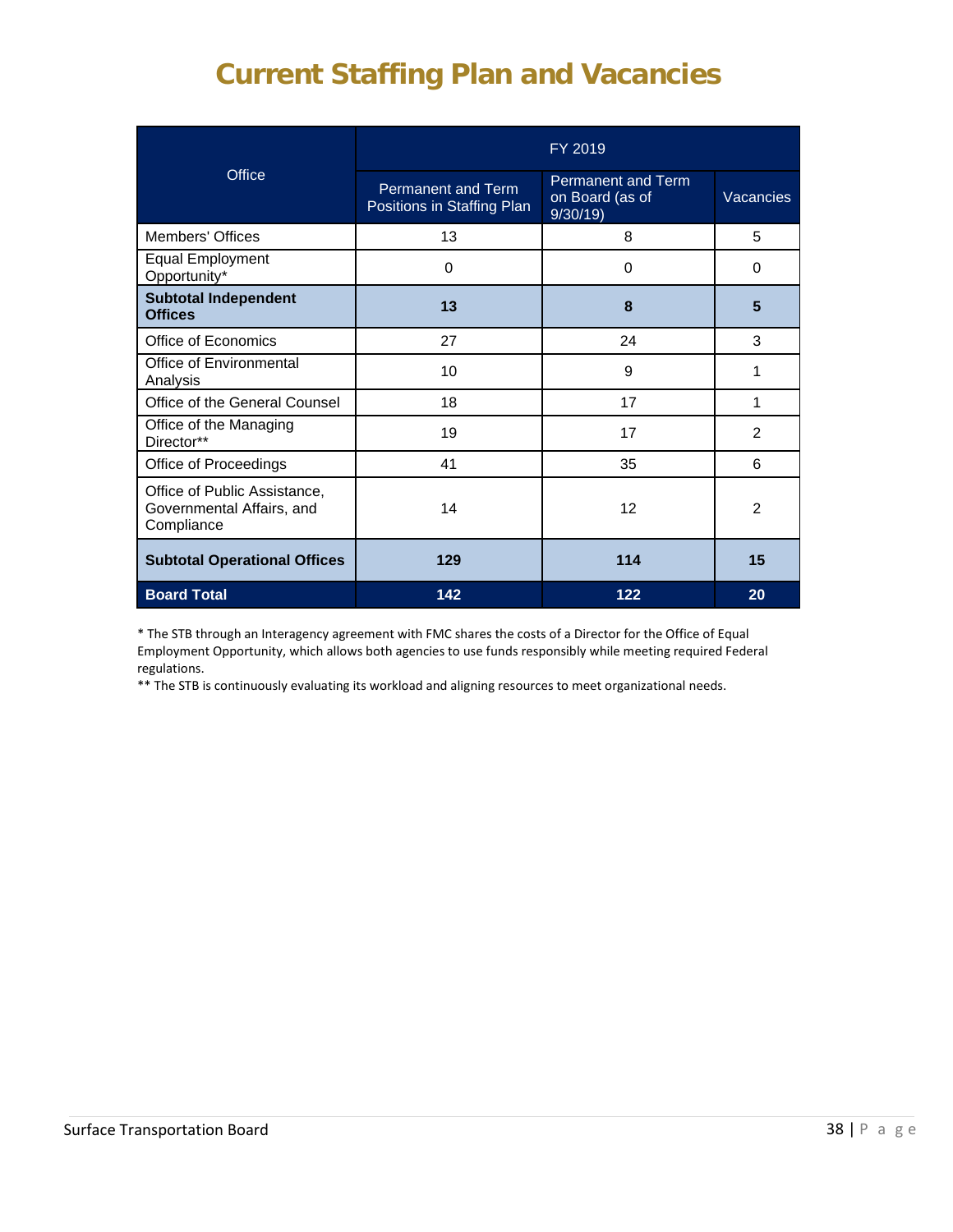# Current Staffing Plan and Vacancies

| Office | FY 2019 | | |
|---|---|---|---|
| | Permanent and Term Positions in Staffing Plan | Permanent and Term on Board (as of 9/30/19) | Vacancies |
| Members' Offices | 13 | 8 | 5 |
| Equal Employment Opportunity* | 0 | 0 | 0 |
| **Subtotal Independent Offices** | **13** | **8** | **5** |
| Office of Economics | 27 | 24 | 3 |
| Office of Environmental Analysis | 10 | 9 | 1 |
| Office of the General Counsel | 18 | 17 | 1 |
| Office of the Managing Director** | 19 | 17 | 2 |
| Office of Proceedings | 41 | 35 | 6 |
| Office of Public Assistance, Governmental Affairs, and Compliance | 14 | 12 | 2 |
| **Subtotal Operational Offices** | **129** | **114** | **15** |
| **Board Total** | **142** | **122** | **20** |

\* The STB through an Interagency agreement with FMC shares the costs of a Director for the Office of Equal Employment Opportunity, which allows both agencies to use funds responsibly while meeting required Federal regulations.

\*\* The STB is continuously evaluating its workload and aligning resources to meet organizational needs.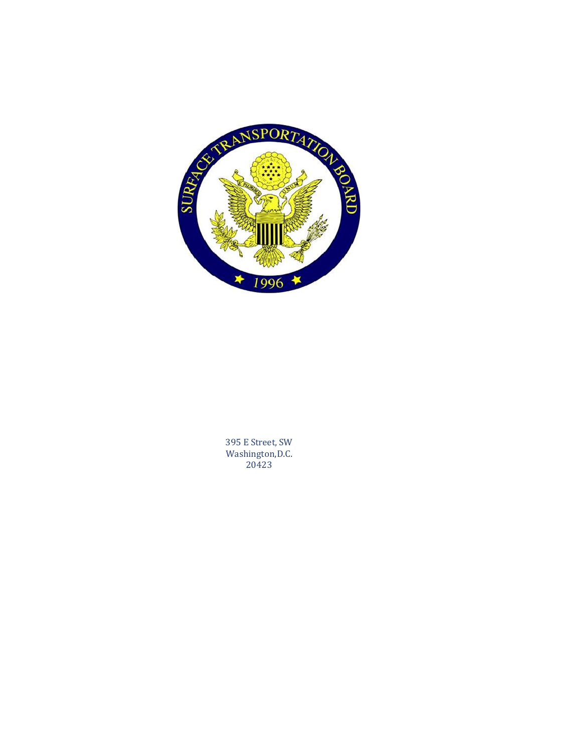395 E Street, SW
Washington,D.C.
20423